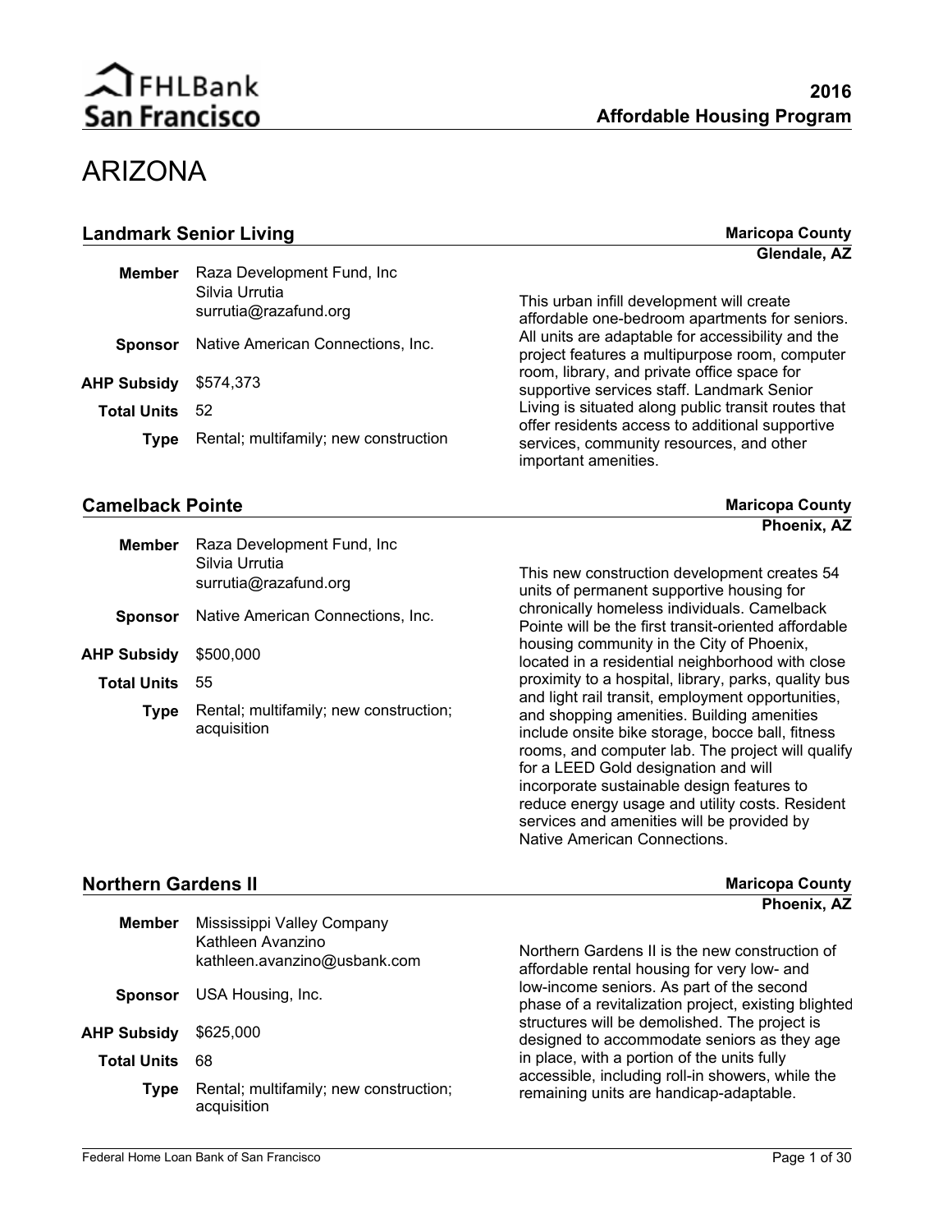# ARIZONA

## Landmark Senior Living

**Maricopa County**
**Glendale, AZ**

**Member** Raza Development Fund, Inc
Silvia Urrutia
surrutia@razafund.org

**Sponsor** Native American Connections, Inc.

**AHP Subsidy** $574,373

**Total Units** 52

**Type** Rental; multifamily; new construction

This urban infill development will create affordable one-bedroom apartments for seniors. All units are adaptable for accessibility and the project features a multipurpose room, computer room, library, and private office space for supportive services staff. Landmark Senior Living is situated along public transit routes that offer residents access to additional supportive services, community resources, and other important amenities.

## Camelback Pointe

**Maricopa County**
**Phoenix, AZ**

**Member** Raza Development Fund, Inc
Silvia Urrutia
surrutia@razafund.org

**Sponsor** Native American Connections, Inc.

**AHP Subsidy** $500,000

**Total Units** 55

**Type** Rental; multifamily; new construction; acquisition

This new construction development creates 54 units of permanent supportive housing for chronically homeless individuals. Camelback Pointe will be the first transit-oriented affordable housing community in the City of Phoenix, located in a residential neighborhood with close proximity to a hospital, library, parks, quality bus and light rail transit, employment opportunities, and shopping amenities. Building amenities include onsite bike storage, bocce ball, fitness rooms, and computer lab. The project will qualify for a LEED Gold designation and will incorporate sustainable design features to reduce energy usage and utility costs. Resident services and amenities will be provided by Native American Connections.

## Northern Gardens II

**Maricopa County**
**Phoenix, AZ**

**Member** Mississippi Valley Company
Kathleen Avanzino
kathleen.avanzino@usbank.com

**Sponsor** USA Housing, Inc.

**AHP Subsidy** $625,000

**Total Units** 68

**Type** Rental; multifamily; new construction; acquisition

Northern Gardens II is the new construction of affordable rental housing for very low- and low-income seniors. As part of the second phase of a revitalization project, existing blighted structures will be demolished. The project is designed to accommodate seniors as they age in place, with a portion of the units fully accessible, including roll-in showers, while the remaining units are handicap-adaptable.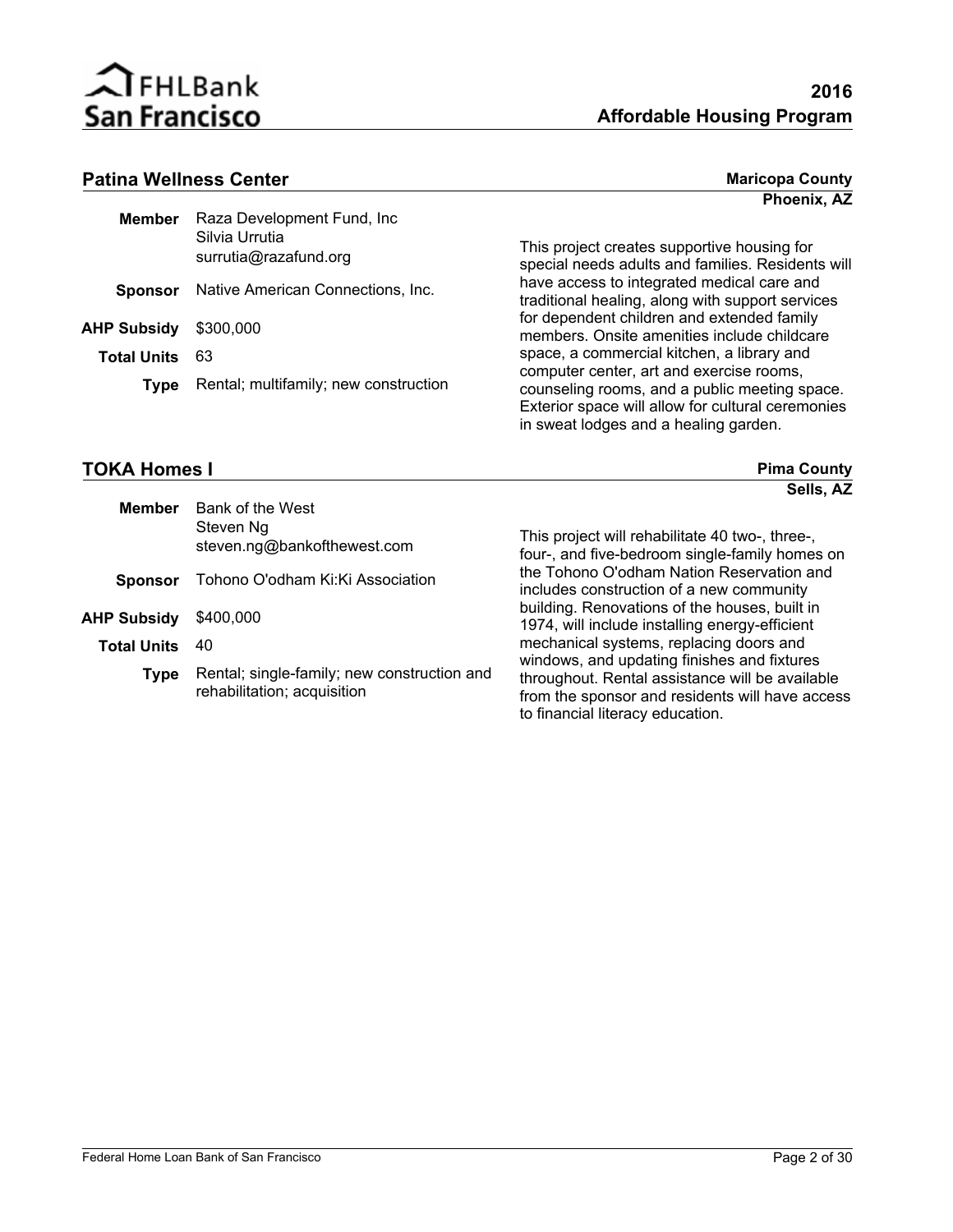## Patina Wellness Center

**Maricopa County**
**Phoenix, AZ**

**Member** Raza Development Fund, Inc
Silvia Urrutia
surrutia@razafund.org

**Sponsor** Native American Connections, Inc.

**AHP Subsidy** $300,000

**Total Units** 63

**Type** Rental; multifamily; new construction

This project creates supportive housing for special needs adults and families. Residents will have access to integrated medical care and traditional healing, along with support services for dependent children and extended family members. Onsite amenities include childcare space, a commercial kitchen, a library and computer center, art and exercise rooms, counseling rooms, and a public meeting space. Exterior space will allow for cultural ceremonies in sweat lodges and a healing garden.

## TOKA Homes I

**Pima County**
**Sells, AZ**

**Member** Bank of the West
Steven Ng
steven.ng@bankofthewest.com

**Sponsor** Tohono O'odham Ki:Ki Association

**AHP Subsidy** $400,000

**Total Units** 40

**Type** Rental; single-family; new construction and rehabilitation; acquisition

This project will rehabilitate 40 two-, three-, four-, and five-bedroom single-family homes on the Tohono O'odham Nation Reservation and includes construction of a new community building. Renovations of the houses, built in 1974, will include installing energy-efficient mechanical systems, replacing doors and windows, and updating finishes and fixtures throughout. Rental assistance will be available from the sponsor and residents will have access to financial literacy education.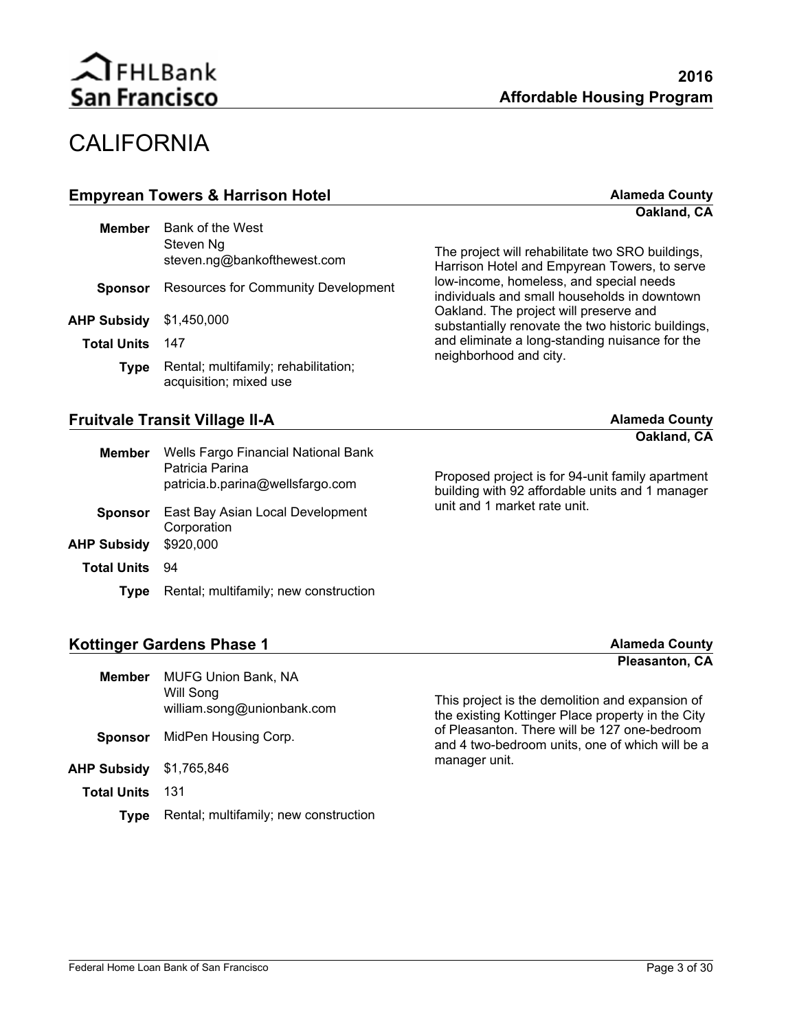# CALIFORNIA

## Empyrean Towers & Harrison Hotel

**Alameda County**
**Oakland, CA**

**Member** Bank of the West
Steven Ng
steven.ng@bankofthewest.com

**Sponsor** Resources for Community Development

**AHP Subsidy** $1,450,000

**Total Units** 147

**Type** Rental; multifamily; rehabilitation; acquisition; mixed use

The project will rehabilitate two SRO buildings, Harrison Hotel and Empyrean Towers, to serve low-income, homeless, and special needs individuals and small households in downtown Oakland. The project will preserve and substantially renovate the two historic buildings, and eliminate a long-standing nuisance for the neighborhood and city.

## Fruitvale Transit Village II-A

**Alameda County**
**Oakland, CA**

**Member** Wells Fargo Financial National Bank
Patricia Parina
patricia.b.parina@wellsfargo.com

**Sponsor** East Bay Asian Local Development Corporation

**AHP Subsidy** $920,000

**Total Units** 94

**Type** Rental; multifamily; new construction

Proposed project is for 94-unit family apartment building with 92 affordable units and 1 manager unit and 1 market rate unit.

## Kottinger Gardens Phase 1

**Alameda County**
**Pleasanton, CA**

**Member** MUFG Union Bank, NA
Will Song
william.song@unionbank.com

**Sponsor** MidPen Housing Corp.

**AHP Subsidy** $1,765,846

**Total Units** 131

**Type** Rental; multifamily; new construction

This project is the demolition and expansion of the existing Kottinger Place property in the City of Pleasanton. There will be 127 one-bedroom and 4 two-bedroom units, one of which will be a manager unit.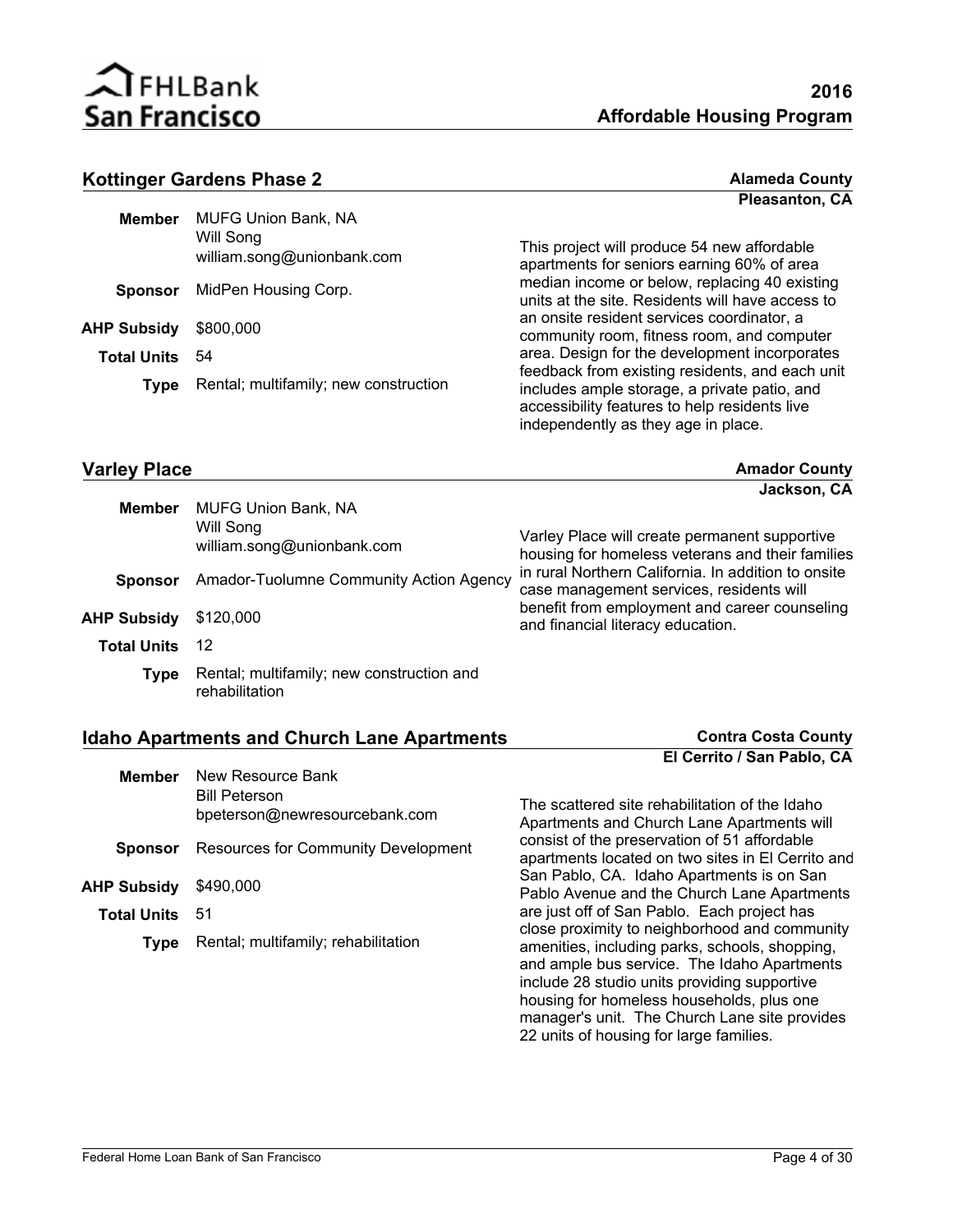## Kottinger Gardens Phase 2

**Alameda County**
**Pleasanton, CA**

**Member** MUFG Union Bank, NA
Will Song
william.song@unionbank.com

**Sponsor** MidPen Housing Corp.

**AHP Subsidy** $800,000

**Total Units** 54

**Type** Rental; multifamily; new construction

This project will produce 54 new affordable apartments for seniors earning 60% of area median income or below, replacing 40 existing units at the site. Residents will have access to an onsite resident services coordinator, a community room, fitness room, and computer area. Design for the development incorporates feedback from existing residents, and each unit includes ample storage, a private patio, and accessibility features to help residents live independently as they age in place.

## Varley Place

**Amador County**
**Jackson, CA**

**Member** MUFG Union Bank, NA
Will Song
william.song@unionbank.com

**Sponsor** Amador-Tuolumne Community Action Agency

**AHP Subsidy** $120,000

**Total Units** 12

**Type** Rental; multifamily; new construction and rehabilitation

Varley Place will create permanent supportive housing for homeless veterans and their families in rural Northern California. In addition to onsite case management services, residents will benefit from employment and career counseling and financial literacy education.

## Idaho Apartments and Church Lane Apartments

**Contra Costa County**
**El Cerrito / San Pablo, CA**

**Member** New Resource Bank
Bill Peterson
bpeterson@newresourcebank.com

**Sponsor** Resources for Community Development

**AHP Subsidy** $490,000

**Total Units** 51

**Type** Rental; multifamily; rehabilitation

The scattered site rehabilitation of the Idaho Apartments and Church Lane Apartments will consist of the preservation of 51 affordable apartments located on two sites in El Cerrito and San Pablo, CA. Idaho Apartments is on San Pablo Avenue and the Church Lane Apartments are just off of San Pablo. Each project has close proximity to neighborhood and community amenities, including parks, schools, shopping, and ample bus service. The Idaho Apartments include 28 studio units providing supportive housing for homeless households, plus one manager's unit. The Church Lane site provides 22 units of housing for large families.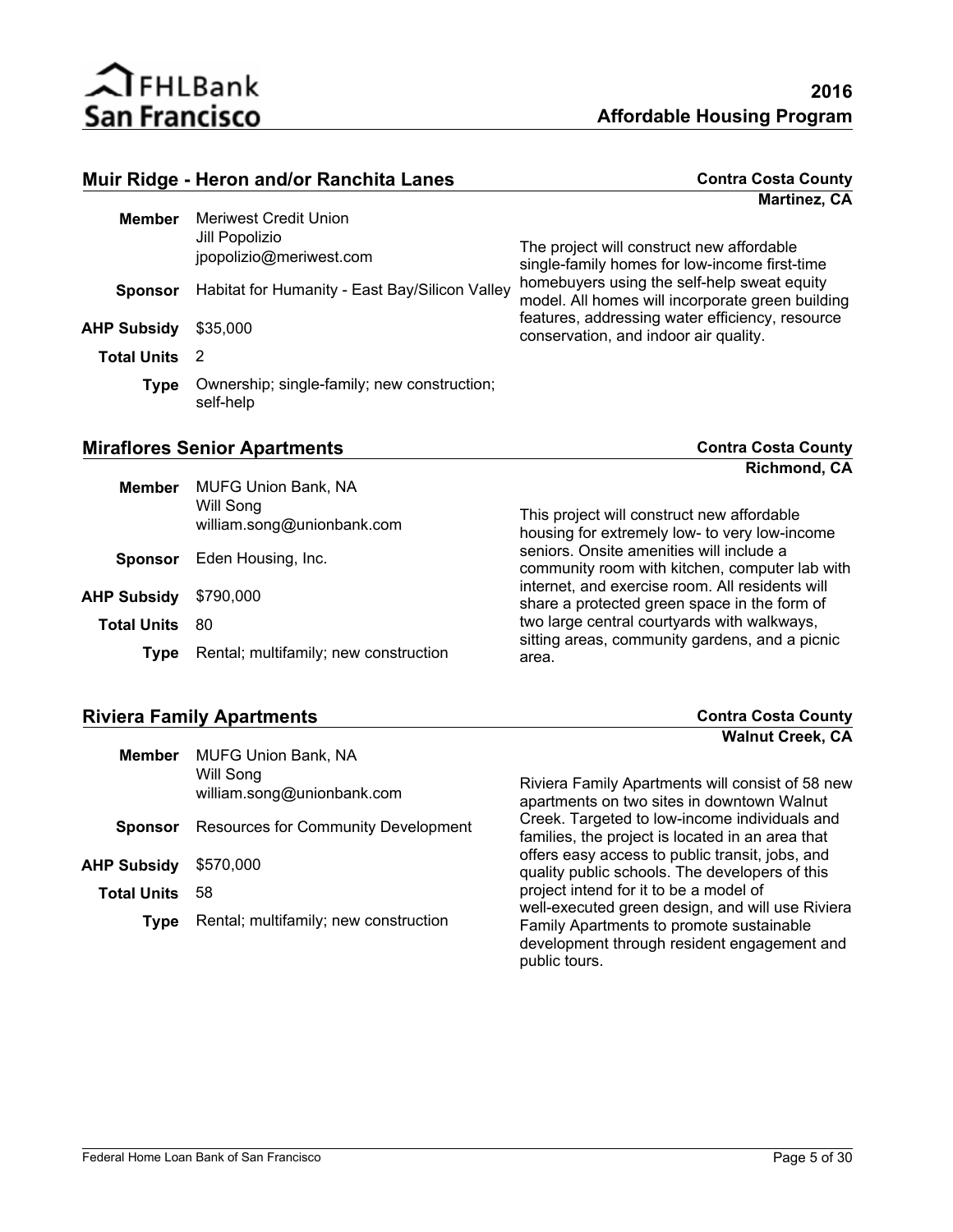## Muir Ridge - Heron and/or Ranchita Lanes

**Contra Costa County**
**Martinez, CA**

**Member** Meriwest Credit Union
Jill Popolizio
jpopolizio@meriwest.com

**Sponsor** Habitat for Humanity - East Bay/Silicon Valley

**AHP Subsidy** $35,000

**Total Units** 2

**Type** Ownership; single-family; new construction; self-help

The project will construct new affordable single-family homes for low-income first-time homebuyers using the self-help sweat equity model. All homes will incorporate green building features, addressing water efficiency, resource conservation, and indoor air quality.

## Miraflores Senior Apartments

**Contra Costa County**
**Richmond, CA**

**Member** MUFG Union Bank, NA
Will Song
william.song@unionbank.com

**Sponsor** Eden Housing, Inc.

**AHP Subsidy** $790,000

**Total Units** 80

**Type** Rental; multifamily; new construction

This project will construct new affordable housing for extremely low- to very low-income seniors. Onsite amenities will include a community room with kitchen, computer lab with internet, and exercise room. All residents will share a protected green space in the form of two large central courtyards with walkways, sitting areas, community gardens, and a picnic area.

## Riviera Family Apartments

**Contra Costa County**
**Walnut Creek, CA**

**Member** MUFG Union Bank, NA
Will Song
william.song@unionbank.com

**Sponsor** Resources for Community Development

**AHP Subsidy** $570,000

**Total Units** 58

**Type** Rental; multifamily; new construction

Riviera Family Apartments will consist of 58 new apartments on two sites in downtown Walnut Creek. Targeted to low-income individuals and families, the project is located in an area that offers easy access to public transit, jobs, and quality public schools. The developers of this project intend for it to be a model of well-executed green design, and will use Riviera Family Apartments to promote sustainable development through resident engagement and public tours.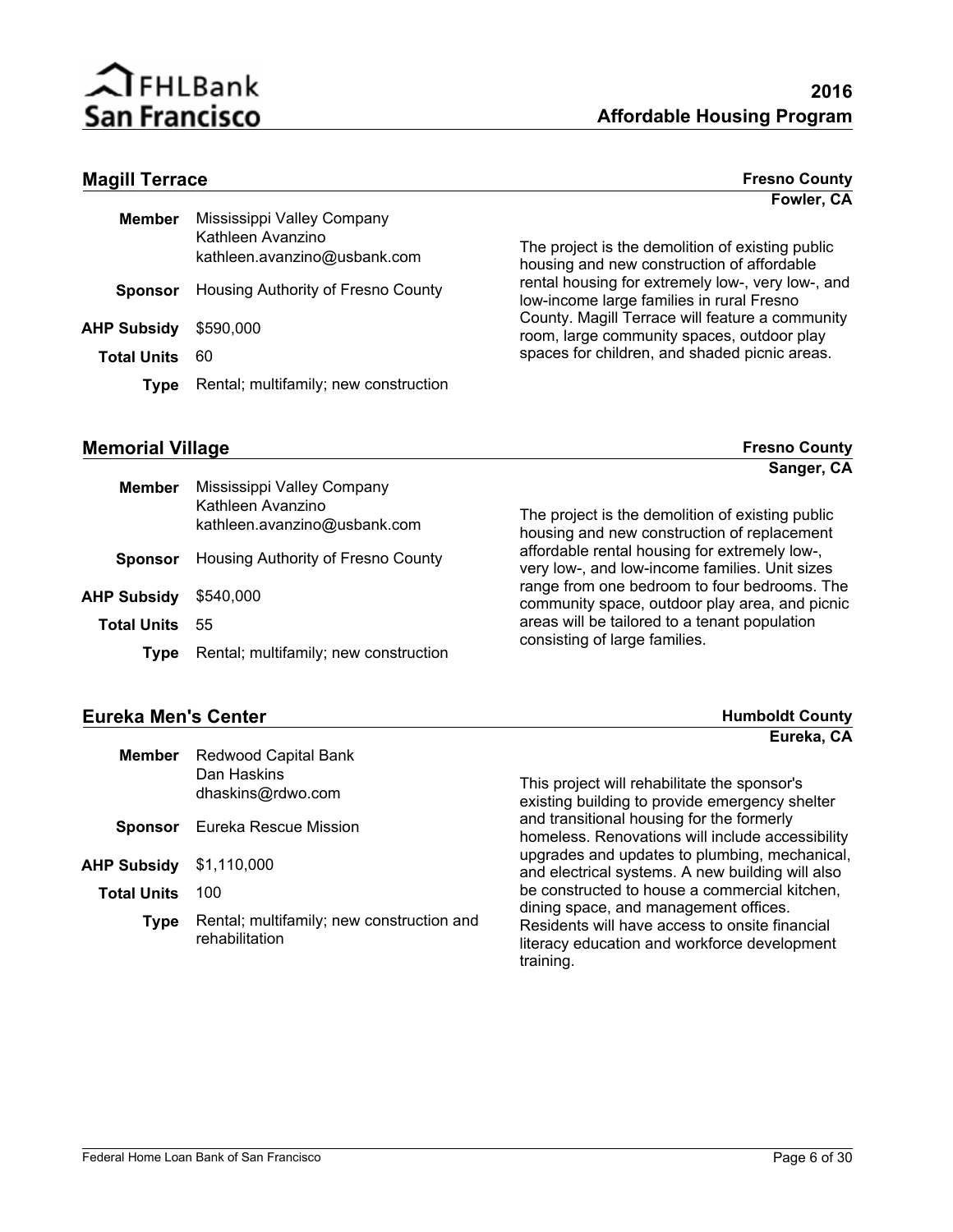## Magill Terrace

**Fresno County**
**Fowler, CA**

**Member** Mississippi Valley Company
Kathleen Avanzino
kathleen.avanzino@usbank.com

**Sponsor** Housing Authority of Fresno County

**AHP Subsidy** $590,000

**Total Units** 60

**Type** Rental; multifamily; new construction

The project is the demolition of existing public housing and new construction of affordable rental housing for extremely low-, very low-, and low-income large families in rural Fresno County. Magill Terrace will feature a community room, large community spaces, outdoor play spaces for children, and shaded picnic areas.

## Memorial Village

**Fresno County**
**Sanger, CA**

**Member** Mississippi Valley Company
Kathleen Avanzino
kathleen.avanzino@usbank.com

**Sponsor** Housing Authority of Fresno County

**AHP Subsidy** $540,000

**Total Units** 55

**Type** Rental; multifamily; new construction

The project is the demolition of existing public housing and new construction of replacement affordable rental housing for extremely low-, very low-, and low-income families. Unit sizes range from one bedroom to four bedrooms. The community space, outdoor play area, and picnic areas will be tailored to a tenant population consisting of large families.

## Eureka Men's Center

**Humboldt County**
**Eureka, CA**

**Member** Redwood Capital Bank
Dan Haskins
dhaskins@rdwo.com

**Sponsor** Eureka Rescue Mission

**AHP Subsidy** $1,110,000

**Total Units** 100

**Type** Rental; multifamily; new construction and rehabilitation

This project will rehabilitate the sponsor's existing building to provide emergency shelter and transitional housing for the formerly homeless. Renovations will include accessibility upgrades and updates to plumbing, mechanical, and electrical systems. A new building will also be constructed to house a commercial kitchen, dining space, and management offices. Residents will have access to onsite financial literacy education and workforce development training.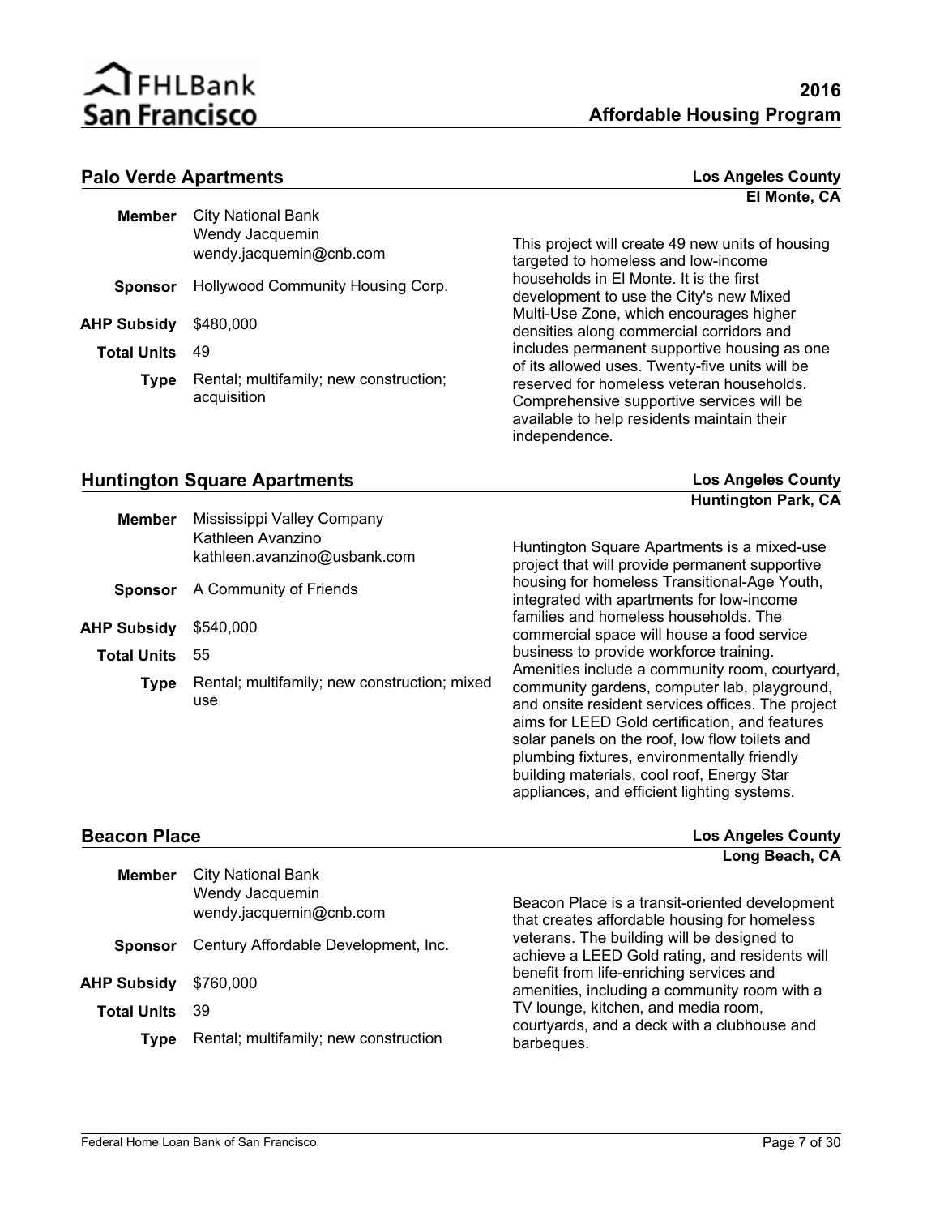## Palo Verde Apartments

**Los Angeles County**
**El Monte, CA**

**Member** City National Bank
Wendy Jacquemin
wendy.jacquemin@cnb.com

**Sponsor** Hollywood Community Housing Corp.

**AHP Subsidy** $480,000

**Total Units** 49

**Type** Rental; multifamily; new construction; acquisition

This project will create 49 new units of housing targeted to homeless and low-income households in El Monte. It is the first development to use the City's new Mixed Multi-Use Zone, which encourages higher densities along commercial corridors and includes permanent supportive housing as one of its allowed uses. Twenty-five units will be reserved for homeless veteran households. Comprehensive supportive services will be available to help residents maintain their independence.

## Huntington Square Apartments

**Los Angeles County**
**Huntington Park, CA**

**Member** Mississippi Valley Company
Kathleen Avanzino
kathleen.avanzino@usbank.com

**Sponsor** A Community of Friends

**AHP Subsidy** $540,000

**Total Units** 55

**Type** Rental; multifamily; new construction; mixed use

Huntington Square Apartments is a mixed-use project that will provide permanent supportive housing for homeless Transitional-Age Youth, integrated with apartments for low-income families and homeless households. The commercial space will house a food service business to provide workforce training. Amenities include a community room, courtyard, community gardens, computer lab, playground, and onsite resident services offices. The project aims for LEED Gold certification, and features solar panels on the roof, low flow toilets and plumbing fixtures, environmentally friendly building materials, cool roof, Energy Star appliances, and efficient lighting systems.

## Beacon Place

**Los Angeles County**
**Long Beach, CA**

**Member** City National Bank
Wendy Jacquemin
wendy.jacquemin@cnb.com

**Sponsor** Century Affordable Development, Inc.

**AHP Subsidy** $760,000

**Total Units** 39

**Type** Rental; multifamily; new construction

Beacon Place is a transit-oriented development that creates affordable housing for homeless veterans. The building will be designed to achieve a LEED Gold rating, and residents will benefit from life-enriching services and amenities, including a community room with a TV lounge, kitchen, and media room, courtyards, and a deck with a clubhouse and barbeques.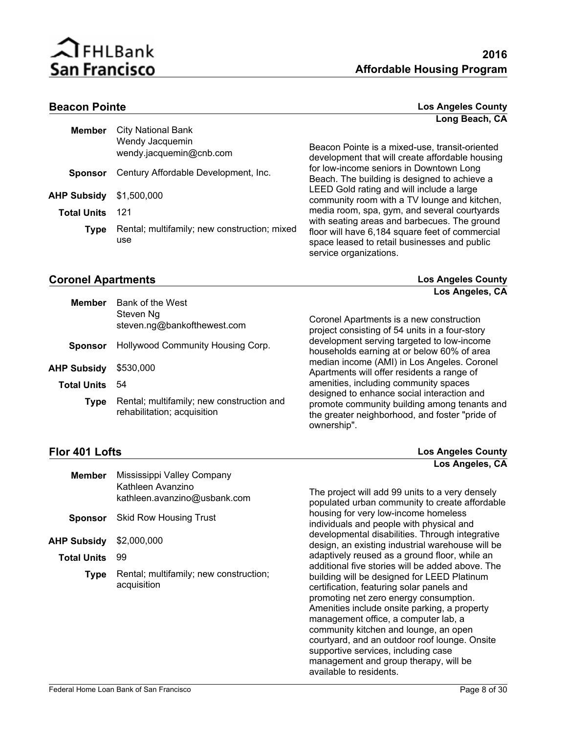## Beacon Pointe

**Los Angeles County**
**Long Beach, CA**

**Member** City National Bank
Wendy Jacquemin
wendy.jacquemin@cnb.com

**Sponsor** Century Affordable Development, Inc.

**AHP Subsidy** $1,500,000

**Total Units** 121

**Type** Rental; multifamily; new construction; mixed use

Beacon Pointe is a mixed-use, transit-oriented development that will create affordable housing for low-income seniors in Downtown Long Beach. The building is designed to achieve a LEED Gold rating and will include a large community room with a TV lounge and kitchen, media room, spa, gym, and several courtyards with seating areas and barbecues. The ground floor will have 6,184 square feet of commercial space leased to retail businesses and public service organizations.

## Coronel Apartments

**Los Angeles County**
**Los Angeles, CA**

**Member** Bank of the West
Steven Ng
steven.ng@bankofthewest.com

**Sponsor** Hollywood Community Housing Corp.

**AHP Subsidy** $530,000

**Total Units** 54

**Type** Rental; multifamily; new construction and rehabilitation; acquisition

Coronel Apartments is a new construction project consisting of 54 units in a four-story development serving targeted to low-income households earning at or below 60% of area median income (AMI) in Los Angeles. Coronel Apartments will offer residents a range of amenities, including community spaces designed to enhance social interaction and promote community building among tenants and the greater neighborhood, and foster "pride of ownership".

## Flor 401 Lofts

**Los Angeles County**
**Los Angeles, CA**

**Member** Mississippi Valley Company
Kathleen Avanzino
kathleen.avanzino@usbank.com

**Sponsor** Skid Row Housing Trust

**AHP Subsidy** $2,000,000

**Total Units** 99

**Type** Rental; multifamily; new construction; acquisition

The project will add 99 units to a very densely populated urban community to create affordable housing for very low-income homeless individuals and people with physical and developmental disabilities. Through integrative design, an existing industrial warehouse will be adaptively reused as a ground floor, while an additional five stories will be added above. The building will be designed for LEED Platinum certification, featuring solar panels and promoting net zero energy consumption. Amenities include onsite parking, a property management office, a computer lab, a community kitchen and lounge, an open courtyard, and an outdoor roof lounge. Onsite supportive services, including case management and group therapy, will be available to residents.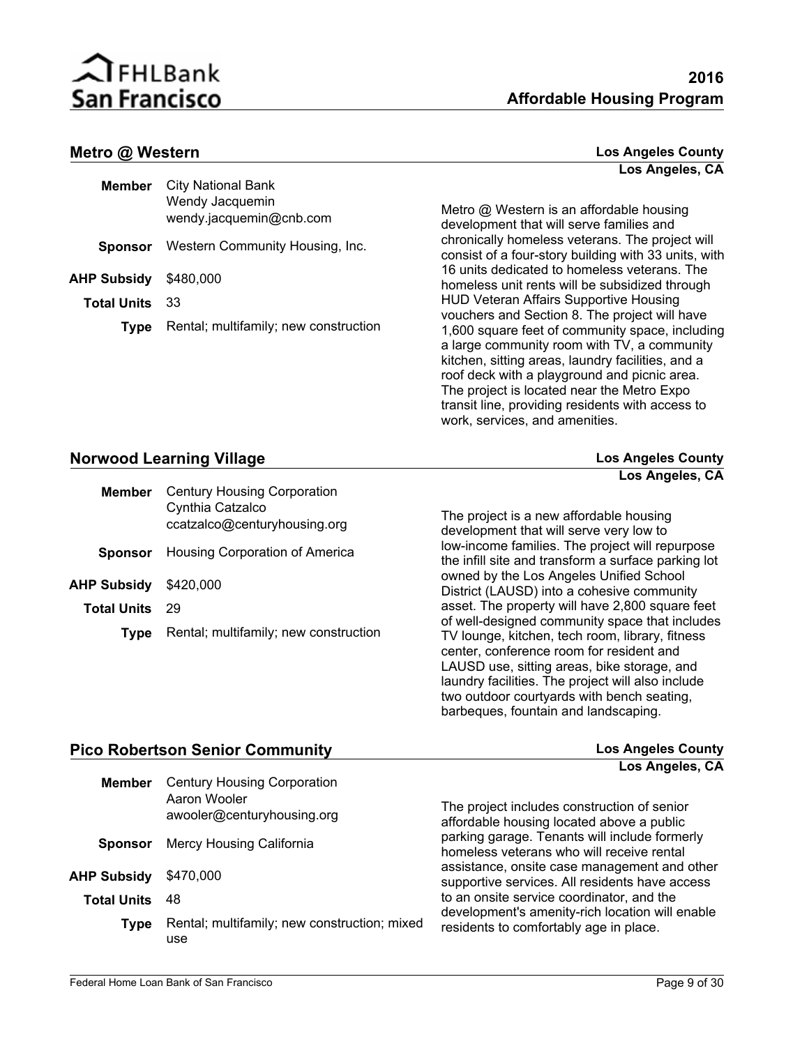## Metro @ Western

**Los Angeles County**
**Los Angeles, CA**

**Member** City National Bank
Wendy Jacquemin
wendy.jacquemin@cnb.com

**Sponsor** Western Community Housing, Inc.

**AHP Subsidy** $480,000

**Total Units** 33

**Type** Rental; multifamily; new construction

Metro @ Western is an affordable housing development that will serve families and chronically homeless veterans. The project will consist of a four-story building with 33 units, with 16 units dedicated to homeless veterans. The homeless unit rents will be subsidized through HUD Veteran Affairs Supportive Housing vouchers and Section 8. The project will have 1,600 square feet of community space, including a large community room with TV, a community kitchen, sitting areas, laundry facilities, and a roof deck with a playground and picnic area. The project is located near the Metro Expo transit line, providing residents with access to work, services, and amenities.

## Norwood Learning Village

**Los Angeles County**
**Los Angeles, CA**

**Member** Century Housing Corporation
Cynthia Catzalco
ccatzalco@centuryhousing.org

**Sponsor** Housing Corporation of America

**AHP Subsidy** $420,000

**Total Units** 29

**Type** Rental; multifamily; new construction

The project is a new affordable housing development that will serve very low to low-income families. The project will repurpose the infill site and transform a surface parking lot owned by the Los Angeles Unified School District (LAUSD) into a cohesive community asset. The property will have 2,800 square feet of well-designed community space that includes TV lounge, kitchen, tech room, library, fitness center, conference room for resident and LAUSD use, sitting areas, bike storage, and laundry facilities. The project will also include two outdoor courtyards with bench seating, barbeques, fountain and landscaping.

## Pico Robertson Senior Community

**Los Angeles County**
**Los Angeles, CA**

**Member** Century Housing Corporation
Aaron Wooler
awooler@centuryhousing.org

**Sponsor** Mercy Housing California

**AHP Subsidy** $470,000

**Total Units** 48

**Type** Rental; multifamily; new construction; mixed use

The project includes construction of senior affordable housing located above a public parking garage. Tenants will include formerly homeless veterans who will receive rental assistance, onsite case management and other supportive services. All residents have access to an onsite service coordinator, and the development's amenity-rich location will enable residents to comfortably age in place.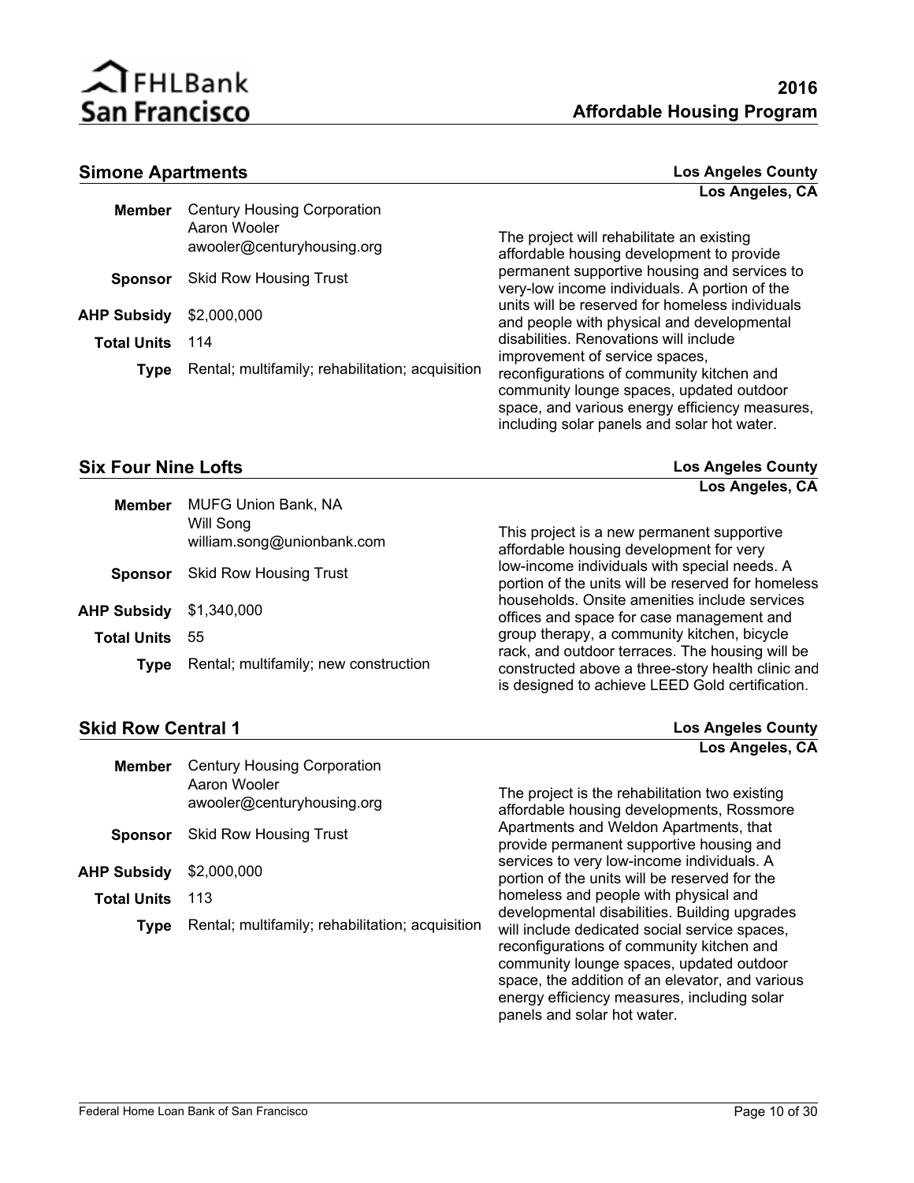## Simone Apartments

**Los Angeles County**
**Los Angeles, CA**

**Member** Century Housing Corporation
Aaron Wooler
awooler@centuryhousing.org

**Sponsor** Skid Row Housing Trust

**AHP Subsidy** $2,000,000

**Total Units** 114

**Type** Rental; multifamily; rehabilitation; acquisition

The project will rehabilitate an existing affordable housing development to provide permanent supportive housing and services to very-low income individuals. A portion of the units will be reserved for homeless individuals and people with physical and developmental disabilities. Renovations will include improvement of service spaces, reconfigurations of community kitchen and community lounge spaces, updated outdoor space, and various energy efficiency measures, including solar panels and solar hot water.

## Six Four Nine Lofts

**Los Angeles County**
**Los Angeles, CA**

**Member** MUFG Union Bank, NA
Will Song
william.song@unionbank.com

**Sponsor** Skid Row Housing Trust

**AHP Subsidy** $1,340,000

**Total Units** 55

**Type** Rental; multifamily; new construction

This project is a new permanent supportive affordable housing development for very low-income individuals with special needs. A portion of the units will be reserved for homeless households. Onsite amenities include services offices and space for case management and group therapy, a community kitchen, bicycle rack, and outdoor terraces. The housing will be constructed above a three-story health clinic and is designed to achieve LEED Gold certification.

## Skid Row Central 1

**Los Angeles County**
**Los Angeles, CA**

**Member** Century Housing Corporation
Aaron Wooler
awooler@centuryhousing.org

**Sponsor** Skid Row Housing Trust

**AHP Subsidy** $2,000,000

**Total Units** 113

**Type** Rental; multifamily; rehabilitation; acquisition

The project is the rehabilitation two existing affordable housing developments, Rossmore Apartments and Weldon Apartments, that provide permanent supportive housing and services to very low-income individuals. A portion of the units will be reserved for the homeless and people with physical and developmental disabilities. Building upgrades will include dedicated social service spaces, reconfigurations of community kitchen and community lounge spaces, updated outdoor space, the addition of an elevator, and various energy efficiency measures, including solar panels and solar hot water.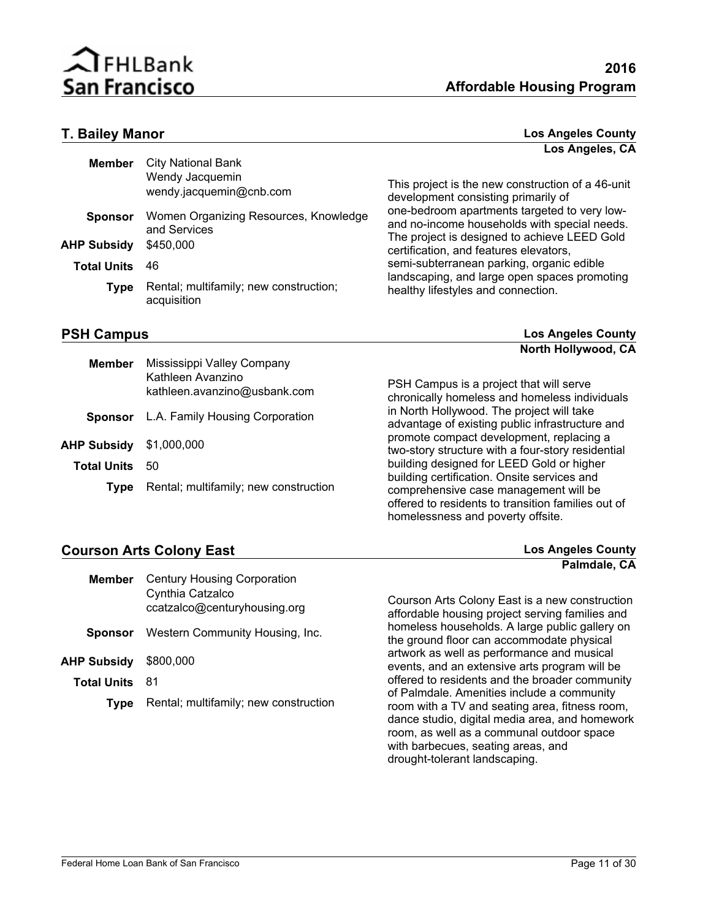## T. Bailey Manor

**Los Angeles County**
**Los Angeles, CA**

| | |
|---|---|
| **Member** | City National Bank<br>Wendy Jacquemin<br>wendy.jacquemin@cnb.com |
| **Sponsor** | Women Organizing Resources, Knowledge and Services |
| **AHP Subsidy** | $450,000 |
| **Total Units** | 46 |
| **Type** | Rental; multifamily; new construction; acquisition |

This project is the new construction of a 46-unit development consisting primarily of one-bedroom apartments targeted to very low- and no-income households with special needs. The project is designed to achieve LEED Gold certification, and features elevators, semi-subterranean parking, organic edible landscaping, and large open spaces promoting healthy lifestyles and connection.

## PSH Campus

**Los Angeles County**
**North Hollywood, CA**

| | |
|---|---|
| **Member** | Mississippi Valley Company<br>Kathleen Avanzino<br>kathleen.avanzino@usbank.com |
| **Sponsor** | L.A. Family Housing Corporation |
| **AHP Subsidy** | $1,000,000 |
| **Total Units** | 50 |
| **Type** | Rental; multifamily; new construction |

PSH Campus is a project that will serve chronically homeless and homeless individuals in North Hollywood. The project will take advantage of existing public infrastructure and promote compact development, replacing a two-story structure with a four-story residential building designed for LEED Gold or higher building certification. Onsite services and comprehensive case management will be offered to residents to transition families out of homelessness and poverty offsite.

## Courson Arts Colony East

**Los Angeles County**
**Palmdale, CA**

| | |
|---|---|
| **Member** | Century Housing Corporation<br>Cynthia Catzalco<br>ccatzalco@centuryhousing.org |
| **Sponsor** | Western Community Housing, Inc. |
| **AHP Subsidy** | $800,000 |
| **Total Units** | 81 |
| **Type** | Rental; multifamily; new construction |

Courson Arts Colony East is a new construction affordable housing project serving families and homeless households. A large public gallery on the ground floor can accommodate physical artwork as well as performance and musical events, and an extensive arts program will be offered to residents and the broader community of Palmdale. Amenities include a community room with a TV and seating area, fitness room, dance studio, digital media area, and homework room, as well as a communal outdoor space with barbecues, seating areas, and drought-tolerant landscaping.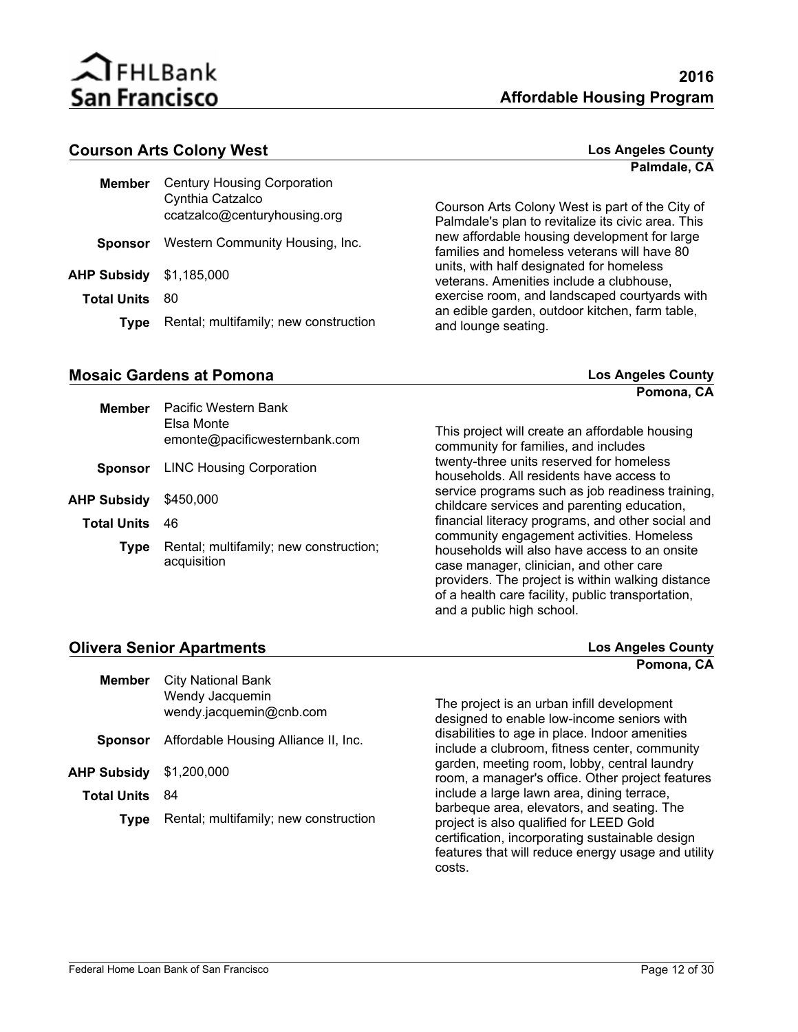## Courson Arts Colony West

**Los Angeles County**
**Palmdale, CA**

**Member** Century Housing Corporation
Cynthia Catzalco
ccatzalco@centuryhousing.org

**Sponsor** Western Community Housing, Inc.

**AHP Subsidy** $1,185,000

**Total Units** 80

**Type** Rental; multifamily; new construction

Courson Arts Colony West is part of the City of Palmdale's plan to revitalize its civic area. This new affordable housing development for large families and homeless veterans will have 80 units, with half designated for homeless veterans. Amenities include a clubhouse, exercise room, and landscaped courtyards with an edible garden, outdoor kitchen, farm table, and lounge seating.

## Mosaic Gardens at Pomona

**Los Angeles County**
**Pomona, CA**

**Member** Pacific Western Bank
Elsa Monte
emonte@pacificwesternbank.com

**Sponsor** LINC Housing Corporation

**AHP Subsidy** $450,000

**Total Units** 46

**Type** Rental; multifamily; new construction; acquisition

This project will create an affordable housing community for families, and includes twenty-three units reserved for homeless households. All residents have access to service programs such as job readiness training, childcare services and parenting education, financial literacy programs, and other social and community engagement activities. Homeless households will also have access to an onsite case manager, clinician, and other care providers. The project is within walking distance of a health care facility, public transportation, and a public high school.

## Olivera Senior Apartments

**Los Angeles County**
**Pomona, CA**

**Member** City National Bank
Wendy Jacquemin
wendy.jacquemin@cnb.com

**Sponsor** Affordable Housing Alliance II, Inc.

**AHP Subsidy** $1,200,000

**Total Units** 84

**Type** Rental; multifamily; new construction

The project is an urban infill development designed to enable low-income seniors with disabilities to age in place. Indoor amenities include a clubroom, fitness center, community garden, meeting room, lobby, central laundry room, a manager's office. Other project features include a large lawn area, dining terrace, barbeque area, elevators, and seating. The project is also qualified for LEED Gold certification, incorporating sustainable design features that will reduce energy usage and utility costs.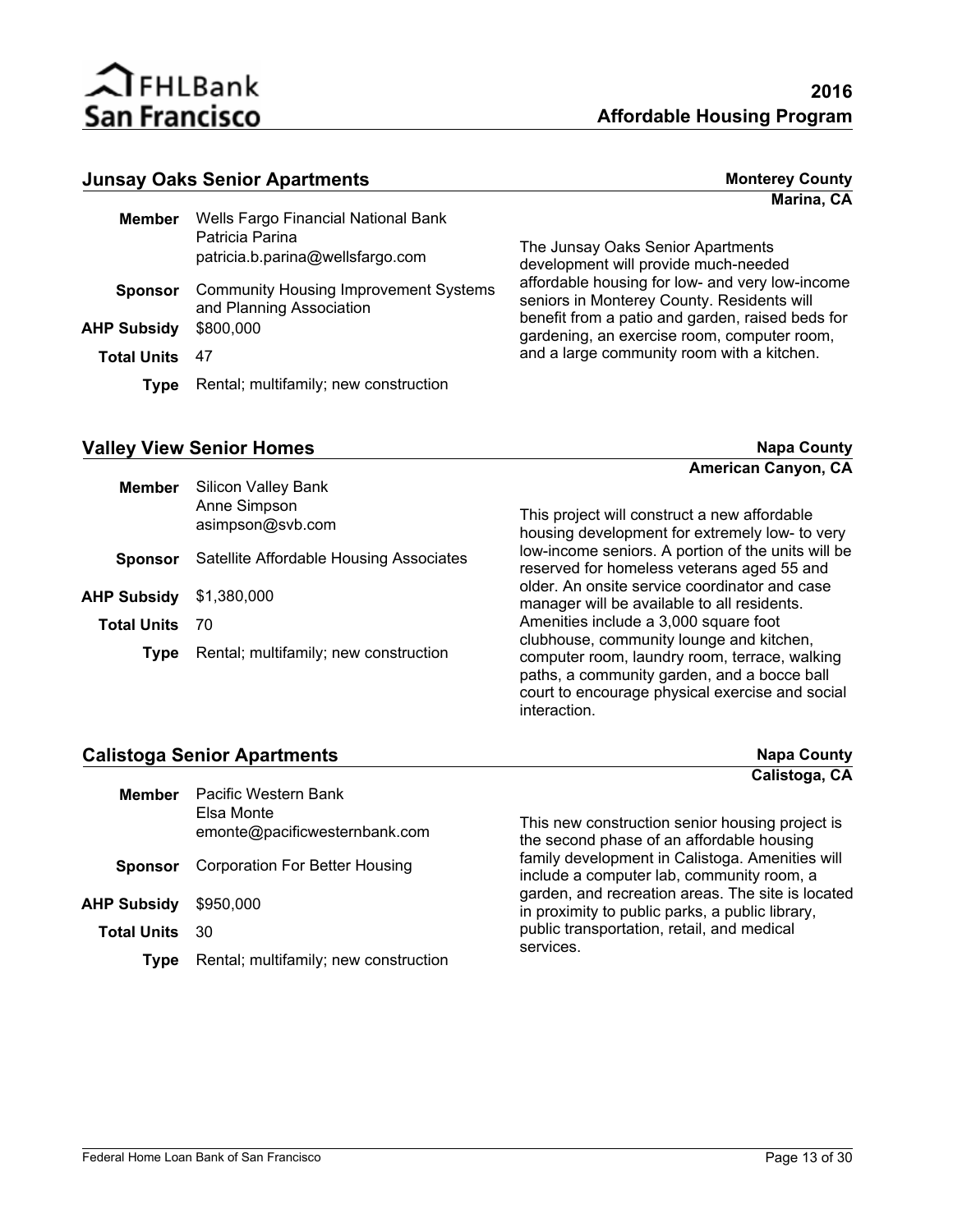## Junsay Oaks Senior Apartments

**Monterey County**
**Marina, CA**

**Member** Wells Fargo Financial National Bank
Patricia Parina
patricia.b.parina@wellsfargo.com

**Sponsor** Community Housing Improvement Systems and Planning Association

**AHP Subsidy** $800,000

**Total Units** 47

**Type** Rental; multifamily; new construction

The Junsay Oaks Senior Apartments development will provide much-needed affordable housing for low- and very low-income seniors in Monterey County. Residents will benefit from a patio and garden, raised beds for gardening, an exercise room, computer room, and a large community room with a kitchen.

## Valley View Senior Homes

**Napa County**
**American Canyon, CA**

**Member** Silicon Valley Bank
Anne Simpson
asimpson@svb.com

**Sponsor** Satellite Affordable Housing Associates

**AHP Subsidy** $1,380,000

**Total Units** 70

**Type** Rental; multifamily; new construction

This project will construct a new affordable housing development for extremely low- to very low-income seniors. A portion of the units will be reserved for homeless veterans aged 55 and older. An onsite service coordinator and case manager will be available to all residents. Amenities include a 3,000 square foot clubhouse, community lounge and kitchen, computer room, laundry room, terrace, walking paths, a community garden, and a bocce ball court to encourage physical exercise and social interaction.

## Calistoga Senior Apartments

**Napa County**
**Calistoga, CA**

**Member** Pacific Western Bank
Elsa Monte
emonte@pacificwesternbank.com

**Sponsor** Corporation For Better Housing

**AHP Subsidy** $950,000

**Total Units** 30

**Type** Rental; multifamily; new construction

This new construction senior housing project is the second phase of an affordable housing family development in Calistoga. Amenities will include a computer lab, community room, a garden, and recreation areas. The site is located in proximity to public parks, a public library, public transportation, retail, and medical services.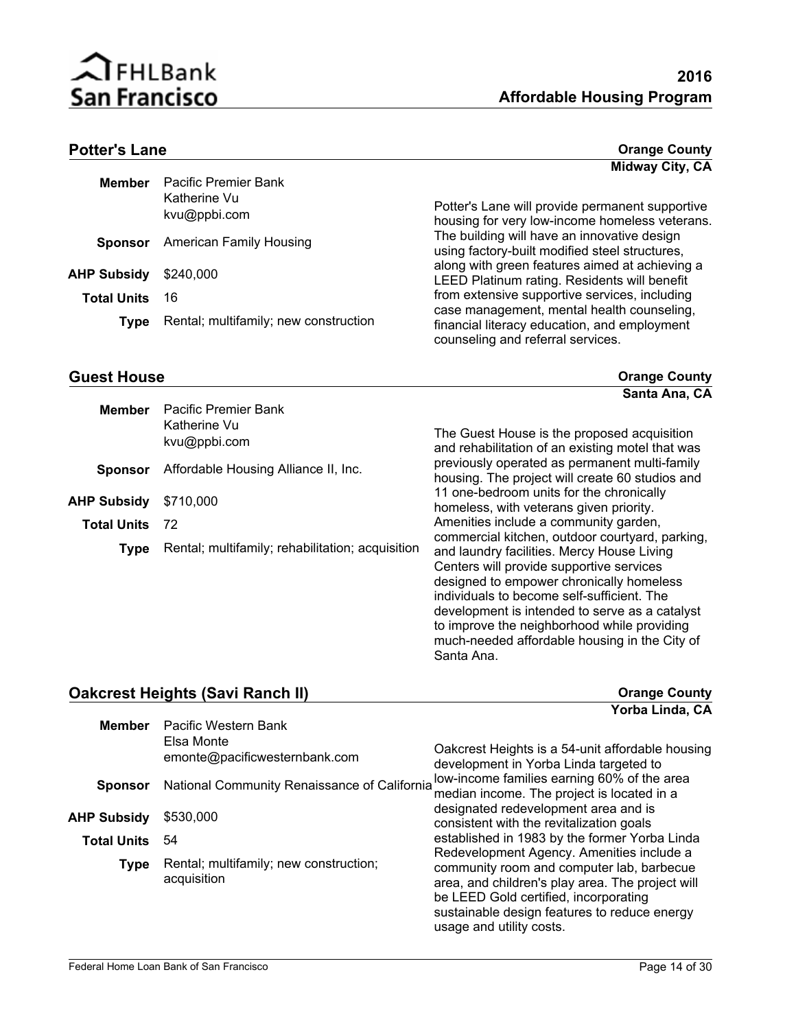## Potter's Lane

**Orange County**
**Midway City, CA**

**Member** Pacific Premier Bank
Katherine Vu
kvu@ppbi.com

**Sponsor** American Family Housing

**AHP Subsidy** $240,000

**Total Units** 16

**Type** Rental; multifamily; new construction

Potter's Lane will provide permanent supportive housing for very low-income homeless veterans. The building will have an innovative design using factory-built modified steel structures, along with green features aimed at achieving a LEED Platinum rating. Residents will benefit from extensive supportive services, including case management, mental health counseling, financial literacy education, and employment counseling and referral services.

## Guest House

**Orange County**
**Santa Ana, CA**

**Member** Pacific Premier Bank
Katherine Vu
kvu@ppbi.com

**Sponsor** Affordable Housing Alliance II, Inc.

**AHP Subsidy** $710,000

**Total Units** 72

**Type** Rental; multifamily; rehabilitation; acquisition

The Guest House is the proposed acquisition and rehabilitation of an existing motel that was previously operated as permanent multi-family housing. The project will create 60 studios and 11 one-bedroom units for the chronically homeless, with veterans given priority. Amenities include a community garden, commercial kitchen, outdoor courtyard, parking, and laundry facilities. Mercy House Living Centers will provide supportive services designed to empower chronically homeless individuals to become self-sufficient. The development is intended to serve as a catalyst to improve the neighborhood while providing much-needed affordable housing in the City of Santa Ana.

## Oakcrest Heights (Savi Ranch II)

**Orange County**
**Yorba Linda, CA**

**Member** Pacific Western Bank
Elsa Monte
emonte@pacificwesternbank.com

**Sponsor** National Community Renaissance of California

**AHP Subsidy** $530,000

**Total Units** 54

**Type** Rental; multifamily; new construction; acquisition

Oakcrest Heights is a 54-unit affordable housing development in Yorba Linda targeted to low-income families earning 60% of the area median income. The project is located in a designated redevelopment area and is consistent with the revitalization goals established in 1983 by the former Yorba Linda Redevelopment Agency. Amenities include a community room and computer lab, barbecue area, and children's play area. The project will be LEED Gold certified, incorporating sustainable design features to reduce energy usage and utility costs.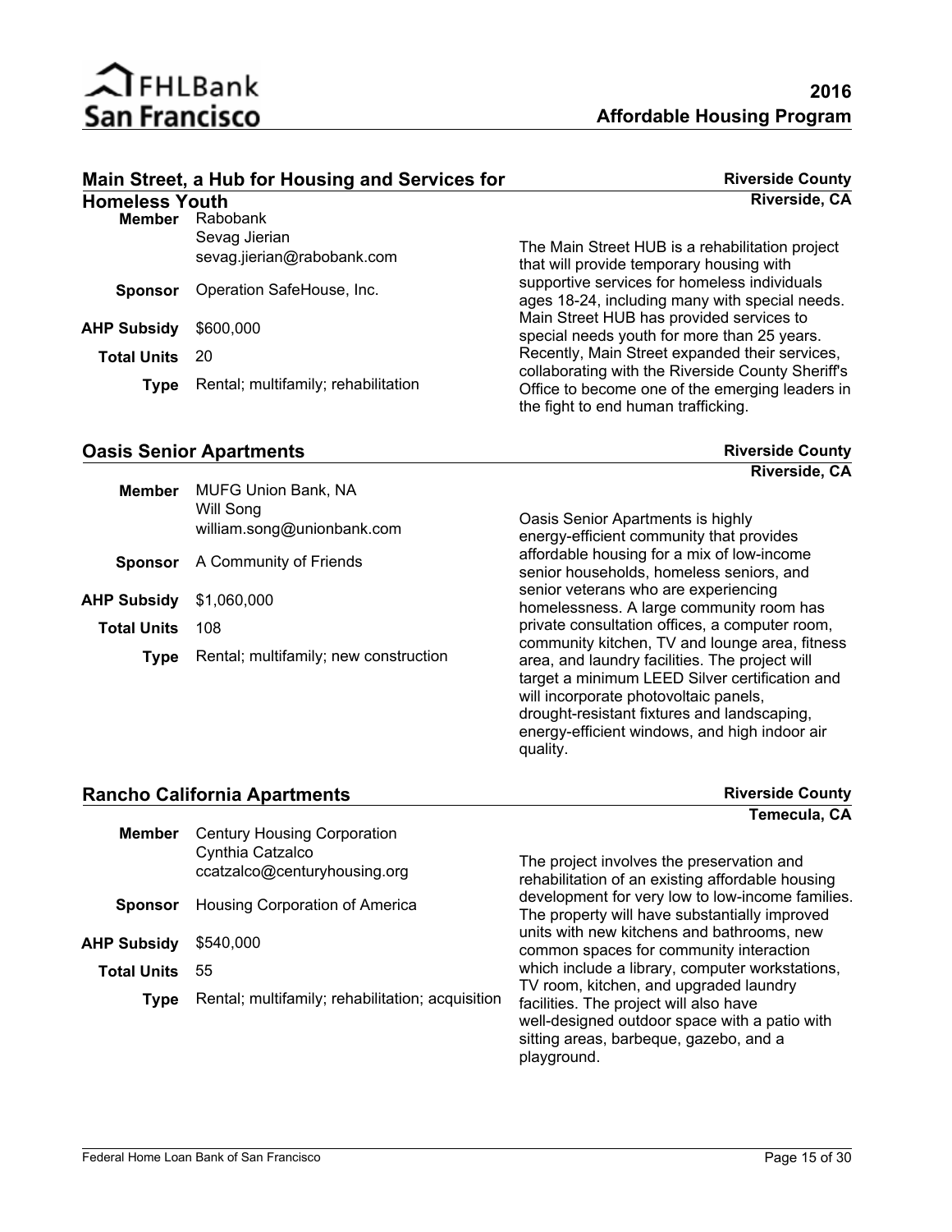## Main Street, a Hub for Housing and Services for Homeless Youth

**Riverside County**
**Riverside, CA**

**Member** Rabobank
Sevag Jierian
sevag.jierian@rabobank.com

**Sponsor** Operation SafeHouse, Inc.

**AHP Subsidy** $600,000

**Total Units** 20

**Type** Rental; multifamily; rehabilitation

The Main Street HUB is a rehabilitation project that will provide temporary housing with supportive services for homeless individuals ages 18-24, including many with special needs. Main Street HUB has provided services to special needs youth for more than 25 years. Recently, Main Street expanded their services, collaborating with the Riverside County Sheriff's Office to become one of the emerging leaders in the fight to end human trafficking.

## Oasis Senior Apartments

**Riverside County**
**Riverside, CA**

**Member** MUFG Union Bank, NA
Will Song
william.song@unionbank.com

**Sponsor** A Community of Friends

**AHP Subsidy** $1,060,000

**Total Units** 108

**Type** Rental; multifamily; new construction

Oasis Senior Apartments is highly energy-efficient community that provides affordable housing for a mix of low-income senior households, homeless seniors, and senior veterans who are experiencing homelessness. A large community room has private consultation offices, a computer room, community kitchen, TV and lounge area, fitness area, and laundry facilities. The project will target a minimum LEED Silver certification and will incorporate photovoltaic panels, drought-resistant fixtures and landscaping, energy-efficient windows, and high indoor air quality.

## Rancho California Apartments

**Riverside County**
**Temecula, CA**

**Member** Century Housing Corporation
Cynthia Catzalco
ccatzalco@centuryhousing.org

**Sponsor** Housing Corporation of America

**AHP Subsidy** $540,000

**Total Units** 55

**Type** Rental; multifamily; rehabilitation; acquisition

The project involves the preservation and rehabilitation of an existing affordable housing development for very low to low-income families. The property will have substantially improved units with new kitchens and bathrooms, new common spaces for community interaction which include a library, computer workstations, TV room, kitchen, and upgraded laundry facilities. The project will also have well-designed outdoor space with a patio with sitting areas, barbeque, gazebo, and a playground.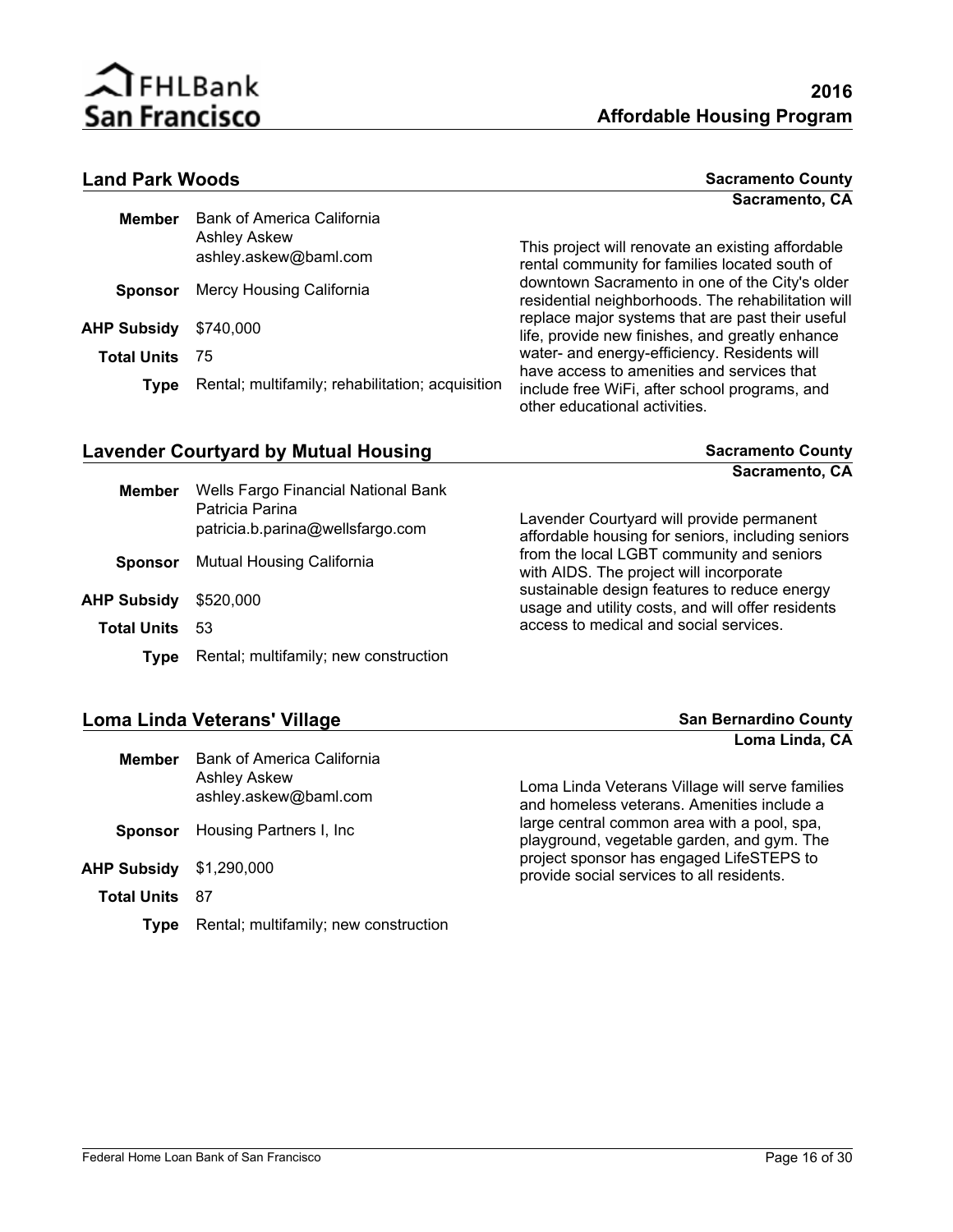## Land Park Woods

**Sacramento County**
**Sacramento, CA**

**Member** Bank of America California
Ashley Askew
ashley.askew@baml.com

**Sponsor** Mercy Housing California

**AHP Subsidy** $740,000

**Total Units** 75

**Type** Rental; multifamily; rehabilitation; acquisition

This project will renovate an existing affordable rental community for families located south of downtown Sacramento in one of the City's older residential neighborhoods. The rehabilitation will replace major systems that are past their useful life, provide new finishes, and greatly enhance water- and energy-efficiency. Residents will have access to amenities and services that include free WiFi, after school programs, and other educational activities.

## Lavender Courtyard by Mutual Housing

**Sacramento County**
**Sacramento, CA**

**Member** Wells Fargo Financial National Bank
Patricia Parina
patricia.b.parina@wellsfargo.com

**Sponsor** Mutual Housing California

**AHP Subsidy** $520,000

**Total Units** 53

**Type** Rental; multifamily; new construction

Lavender Courtyard will provide permanent affordable housing for seniors, including seniors from the local LGBT community and seniors with AIDS. The project will incorporate sustainable design features to reduce energy usage and utility costs, and will offer residents access to medical and social services.

## Loma Linda Veterans' Village

**San Bernardino County**
**Loma Linda, CA**

**Member** Bank of America California
Ashley Askew
ashley.askew@baml.com

**Sponsor** Housing Partners I, Inc

**AHP Subsidy** $1,290,000

**Total Units** 87

**Type** Rental; multifamily; new construction

Loma Linda Veterans Village will serve families and homeless veterans. Amenities include a large central common area with a pool, spa, playground, vegetable garden, and gym. The project sponsor has engaged LifeSTEPS to provide social services to all residents.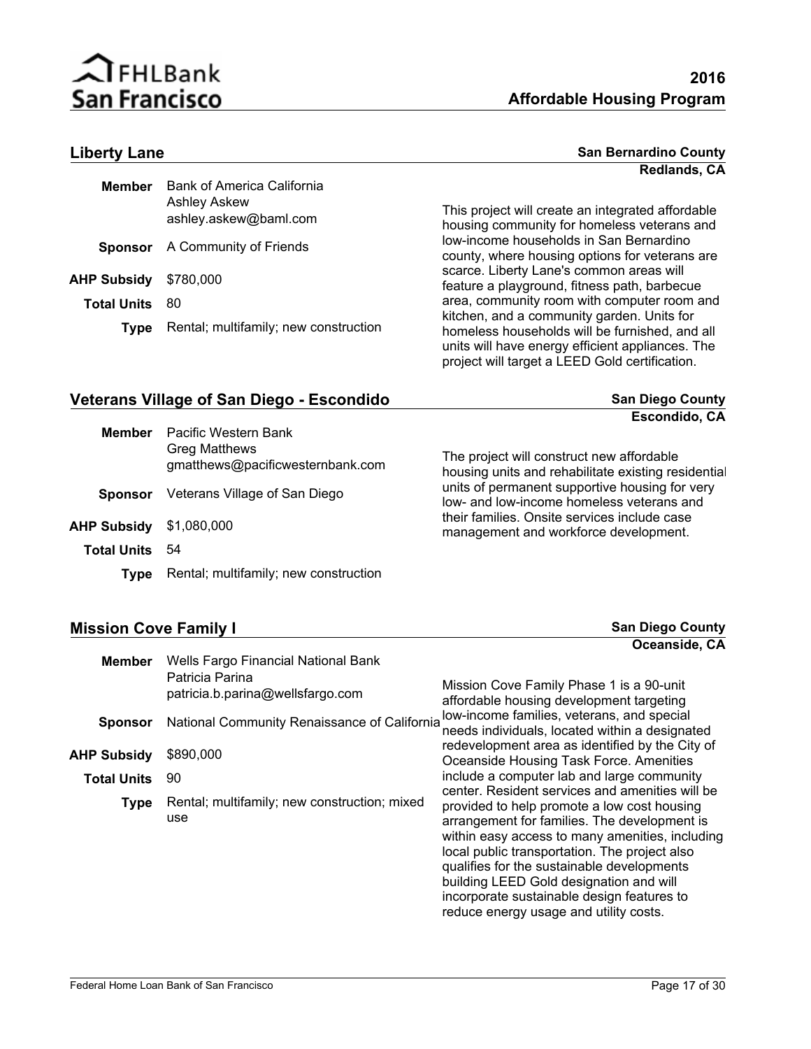## Liberty Lane

**San Bernardino County**
**Redlands, CA**

**Member** Bank of America California
Ashley Askew
ashley.askew@baml.com

**Sponsor** A Community of Friends

**AHP Subsidy** $780,000

**Total Units** 80

**Type** Rental; multifamily; new construction

This project will create an integrated affordable housing community for homeless veterans and low-income households in San Bernardino county, where housing options for veterans are scarce. Liberty Lane's common areas will feature a playground, fitness path, barbecue area, community room with computer room and kitchen, and a community garden. Units for homeless households will be furnished, and all units will have energy efficient appliances. The project will target a LEED Gold certification.

## Veterans Village of San Diego - Escondido

**San Diego County**
**Escondido, CA**

**Member** Pacific Western Bank
Greg Matthews
gmatthews@pacificwesternbank.com

**Sponsor** Veterans Village of San Diego

**AHP Subsidy** $1,080,000

**Total Units** 54

**Type** Rental; multifamily; new construction

The project will construct new affordable housing units and rehabilitate existing residential units of permanent supportive housing for very low- and low-income homeless veterans and their families. Onsite services include case management and workforce development.

## Mission Cove Family I

**San Diego County**
**Oceanside, CA**

**Member** Wells Fargo Financial National Bank
Patricia Parina
patricia.b.parina@wellsfargo.com

**Sponsor** National Community Renaissance of California

**AHP Subsidy** $890,000

**Total Units** 90

**Type** Rental; multifamily; new construction; mixed use

Mission Cove Family Phase 1 is a 90-unit affordable housing development targeting low-income families, veterans, and special needs individuals, located within a designated redevelopment area as identified by the City of Oceanside Housing Task Force. Amenities include a computer lab and large community center. Resident services and amenities will be provided to help promote a low cost housing arrangement for families. The development is within easy access to many amenities, including local public transportation. The project also qualifies for the sustainable developments building LEED Gold designation and will incorporate sustainable design features to reduce energy usage and utility costs.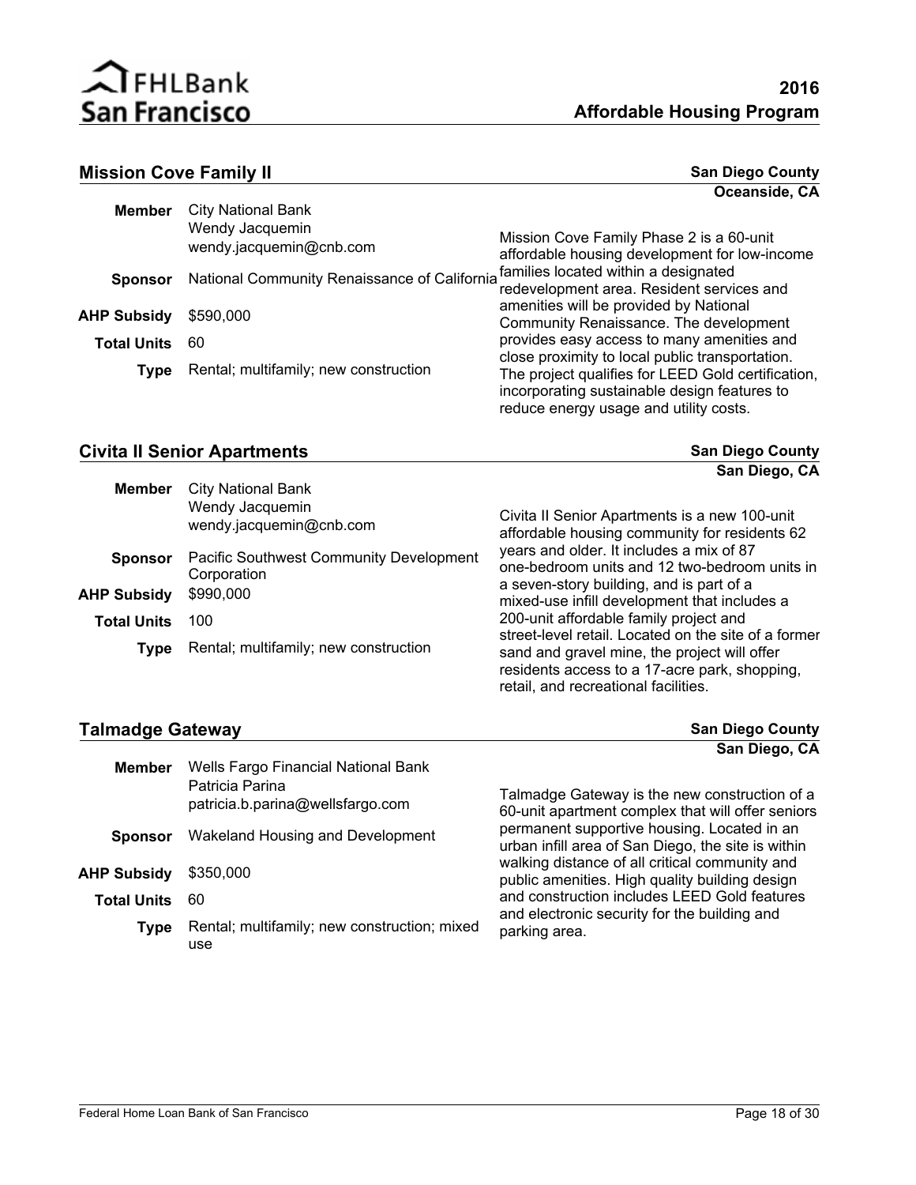## Mission Cove Family II

**San Diego County**
**Oceanside, CA**

| | |
|---|---|
| **Member** | City National Bank<br>Wendy Jacquemin<br>wendy.jacquemin@cnb.com |
| **Sponsor** | National Community Renaissance of California |
| **AHP Subsidy** | $590,000 |
| **Total Units** | 60 |
| **Type** | Rental; multifamily; new construction |

Mission Cove Family Phase 2 is a 60-unit affordable housing development for low-income families located within a designated redevelopment area. Resident services and amenities will be provided by National Community Renaissance. The development provides easy access to many amenities and close proximity to local public transportation. The project qualifies for LEED Gold certification, incorporating sustainable design features to reduce energy usage and utility costs.

## Civita II Senior Apartments

**San Diego County**
**San Diego, CA**

| | |
|---|---|
| **Member** | City National Bank<br>Wendy Jacquemin<br>wendy.jacquemin@cnb.com |
| **Sponsor** | Pacific Southwest Community Development Corporation |
| **AHP Subsidy** | $990,000 |
| **Total Units** | 100 |
| **Type** | Rental; multifamily; new construction |

Civita II Senior Apartments is a new 100-unit affordable housing community for residents 62 years and older. It includes a mix of 87 one-bedroom units and 12 two-bedroom units in a seven-story building, and is part of a mixed-use infill development that includes a 200-unit affordable family project and street-level retail. Located on the site of a former sand and gravel mine, the project will offer residents access to a 17-acre park, shopping, retail, and recreational facilities.

## Talmadge Gateway

**San Diego County**
**San Diego, CA**

| | |
|---|---|
| **Member** | Wells Fargo Financial National Bank<br>Patricia Parina<br>patricia.b.parina@wellsfargo.com |
| **Sponsor** | Wakeland Housing and Development |
| **AHP Subsidy** | $350,000 |
| **Total Units** | 60 |
| **Type** | Rental; multifamily; new construction; mixed use |

Talmadge Gateway is the new construction of a 60-unit apartment complex that will offer seniors permanent supportive housing. Located in an urban infill area of San Diego, the site is within walking distance of all critical community and public amenities. High quality building design and construction includes LEED Gold features and electronic security for the building and parking area.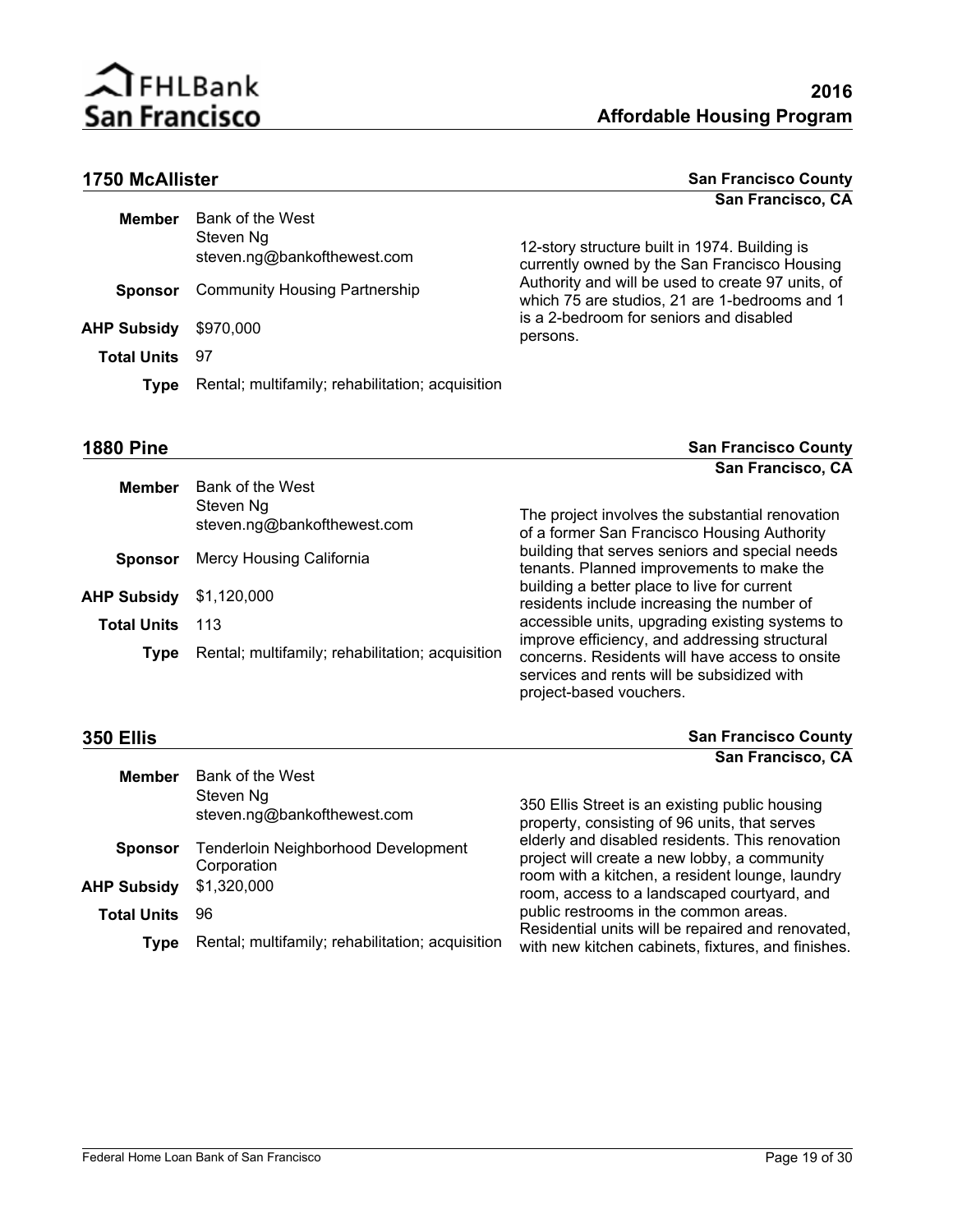## 1750 McAllister

**San Francisco County**
**San Francisco, CA**

**Member** Bank of the West
Steven Ng
steven.ng@bankofthewest.com

**Sponsor** Community Housing Partnership

**AHP Subsidy** $970,000

**Total Units** 97

**Type** Rental; multifamily; rehabilitation; acquisition

12-story structure built in 1974. Building is currently owned by the San Francisco Housing Authority and will be used to create 97 units, of which 75 are studios, 21 are 1-bedrooms and 1 is a 2-bedroom for seniors and disabled persons.

## 1880 Pine

**San Francisco County**
**San Francisco, CA**

**Member** Bank of the West
Steven Ng
steven.ng@bankofthewest.com

**Sponsor** Mercy Housing California

**AHP Subsidy** $1,120,000

**Total Units** 113

**Type** Rental; multifamily; rehabilitation; acquisition

The project involves the substantial renovation of a former San Francisco Housing Authority building that serves seniors and special needs tenants. Planned improvements to make the building a better place to live for current residents include increasing the number of accessible units, upgrading existing systems to improve efficiency, and addressing structural concerns. Residents will have access to onsite services and rents will be subsidized with project-based vouchers.

## 350 Ellis

**San Francisco County**
**San Francisco, CA**

**Member** Bank of the West
Steven Ng
steven.ng@bankofthewest.com

**Sponsor** Tenderloin Neighborhood Development Corporation

**AHP Subsidy** $1,320,000

**Total Units** 96

**Type** Rental; multifamily; rehabilitation; acquisition

350 Ellis Street is an existing public housing property, consisting of 96 units, that serves elderly and disabled residents. This renovation project will create a new lobby, a community room with a kitchen, a resident lounge, laundry room, access to a landscaped courtyard, and public restrooms in the common areas. Residential units will be repaired and renovated, with new kitchen cabinets, fixtures, and finishes.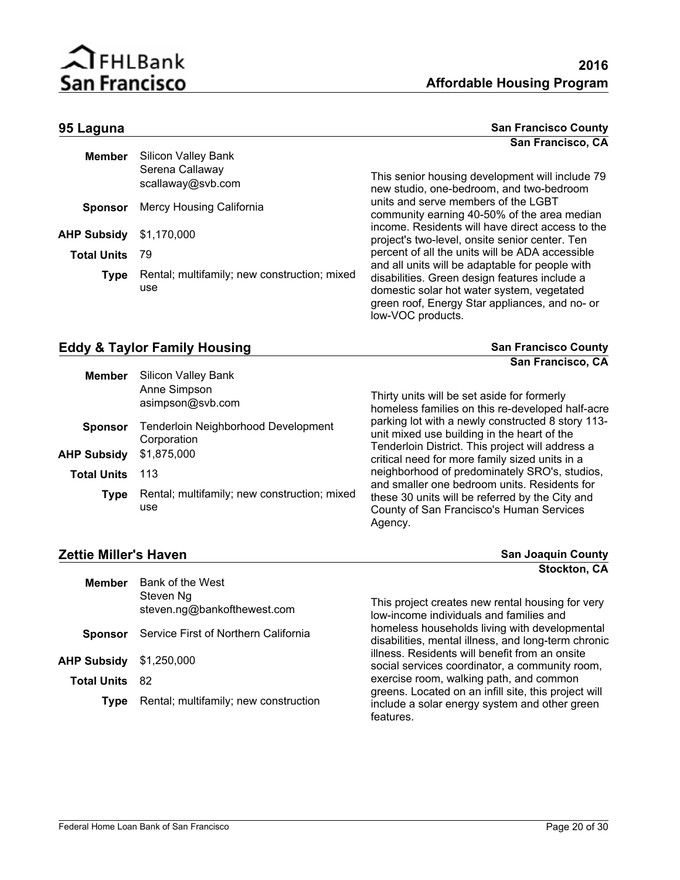## 95 Laguna

**San Francisco County**
**San Francisco, CA**

**Member** Silicon Valley Bank
Serena Callaway
scallaway@svb.com

**Sponsor** Mercy Housing California

**AHP Subsidy** $1,170,000

**Total Units** 79

**Type** Rental; multifamily; new construction; mixed use

This senior housing development will include 79 new studio, one-bedroom, and two-bedroom units and serve members of the LGBT community earning 40-50% of the area median income. Residents will have direct access to the project's two-level, onsite senior center. Ten percent of all the units will be ADA accessible and all units will be adaptable for people with disabilities. Green design features include a domestic solar hot water system, vegetated green roof, Energy Star appliances, and no- or low-VOC products.

## Eddy & Taylor Family Housing

**San Francisco County**
**San Francisco, CA**

**Member** Silicon Valley Bank
Anne Simpson
asimpson@svb.com

**Sponsor** Tenderloin Neighborhood Development Corporation

**AHP Subsidy** $1,875,000

**Total Units** 113

**Type** Rental; multifamily; new construction; mixed use

Thirty units will be set aside for formerly homeless families on this re-developed half-acre parking lot with a newly constructed 8 story 113-unit mixed use building in the heart of the Tenderloin District. This project will address a critical need for more family sized units in a neighborhood of predominately SRO's, studios, and smaller one bedroom units. Residents for these 30 units will be referred by the City and County of San Francisco's Human Services Agency.

## Zettie Miller's Haven

**San Joaquin County**
**Stockton, CA**

**Member** Bank of the West
Steven Ng
steven.ng@bankofthewest.com

**Sponsor** Service First of Northern California

**AHP Subsidy** $1,250,000

**Total Units** 82

**Type** Rental; multifamily; new construction

This project creates new rental housing for very low-income individuals and families and homeless households living with developmental disabilities, mental illness, and long-term chronic illness. Residents will benefit from an onsite social services coordinator, a community room, exercise room, walking path, and common greens. Located on an infill site, this project will include a solar energy system and other green features.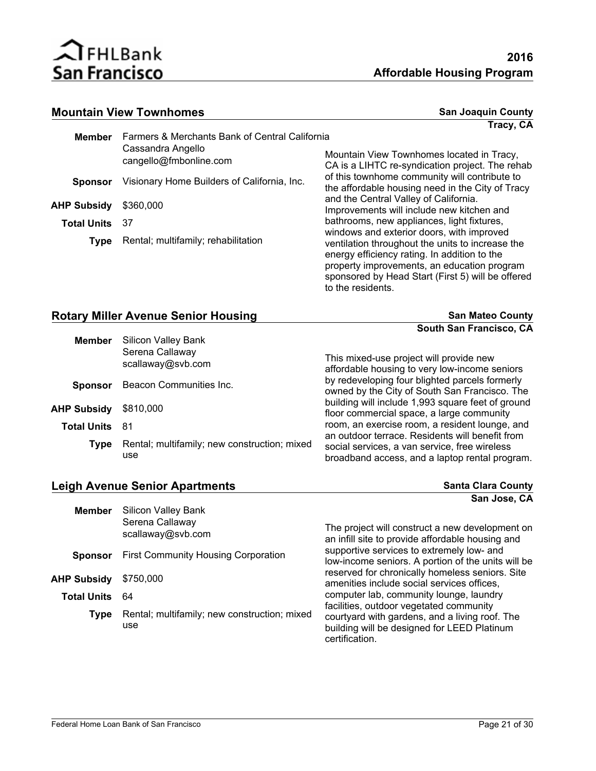## Mountain View Townhomes

**San Joaquin County**
**Tracy, CA**

**Member** Farmers & Merchants Bank of Central California
Cassandra Angello
cangello@fmbonline.com

**Sponsor** Visionary Home Builders of California, Inc.

**AHP Subsidy** $360,000

**Total Units** 37

**Type** Rental; multifamily; rehabilitation

Mountain View Townhomes located in Tracy, CA is a LIHTC re-syndication project. The rehab of this townhome community will contribute to the affordable housing need in the City of Tracy and the Central Valley of California. Improvements will include new kitchen and bathrooms, new appliances, light fixtures, windows and exterior doors, with improved ventilation throughout the units to increase the energy efficiency rating. In addition to the property improvements, an education program sponsored by Head Start (First 5) will be offered to the residents.

## Rotary Miller Avenue Senior Housing

**San Mateo County**
**South San Francisco, CA**

**Member** Silicon Valley Bank
Serena Callaway
scallaway@svb.com

**Sponsor** Beacon Communities Inc.

**AHP Subsidy** $810,000

**Total Units** 81

**Type** Rental; multifamily; new construction; mixed use

This mixed-use project will provide new affordable housing to very low-income seniors by redeveloping four blighted parcels formerly owned by the City of South San Francisco. The building will include 1,993 square feet of ground floor commercial space, a large community room, an exercise room, a resident lounge, and an outdoor terrace. Residents will benefit from social services, a van service, free wireless broadband access, and a laptop rental program.

## Leigh Avenue Senior Apartments

**Santa Clara County**
**San Jose, CA**

**Member** Silicon Valley Bank
Serena Callaway
scallaway@svb.com

**Sponsor** First Community Housing Corporation

**AHP Subsidy** $750,000

**Total Units** 64

**Type** Rental; multifamily; new construction; mixed use

The project will construct a new development on an infill site to provide affordable housing and supportive services to extremely low- and low-income seniors. A portion of the units will be reserved for chronically homeless seniors. Site amenities include social services offices, computer lab, community lounge, laundry facilities, outdoor vegetated community courtyard with gardens, and a living roof. The building will be designed for LEED Platinum certification.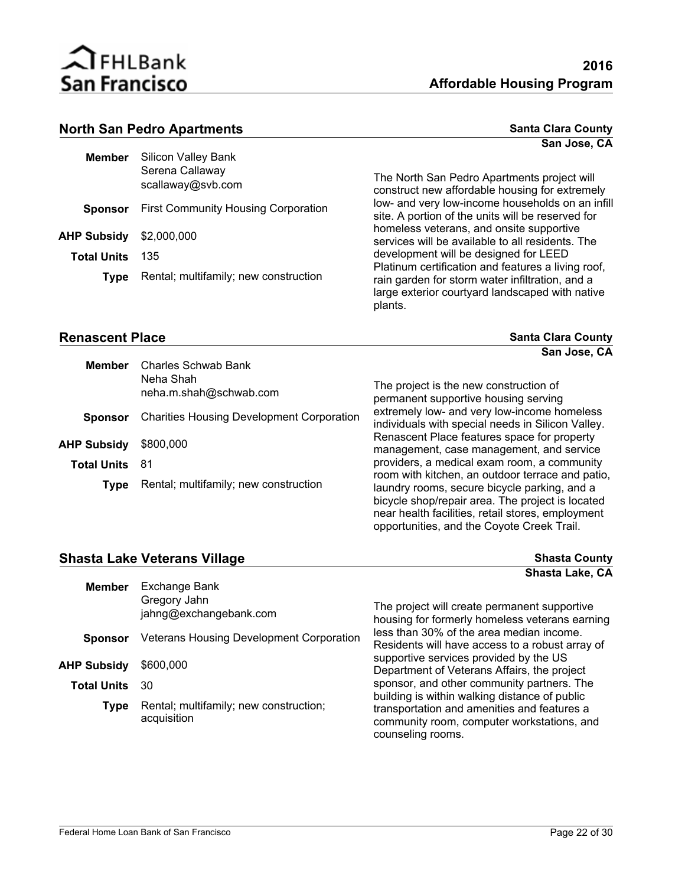## North San Pedro Apartments

**Santa Clara County**
**San Jose, CA**

**Member** Silicon Valley Bank
Serena Callaway
scallaway@svb.com

**Sponsor** First Community Housing Corporation

**AHP Subsidy** $2,000,000

**Total Units** 135

**Type** Rental; multifamily; new construction

The North San Pedro Apartments project will construct new affordable housing for extremely low- and very low-income households on an infill site. A portion of the units will be reserved for homeless veterans, and onsite supportive services will be available to all residents. The development will be designed for LEED Platinum certification and features a living roof, rain garden for storm water infiltration, and a large exterior courtyard landscaped with native plants.

## Renascent Place

**Santa Clara County**
**San Jose, CA**

**Member** Charles Schwab Bank
Neha Shah
neha.m.shah@schwab.com

**Sponsor** Charities Housing Development Corporation

**AHP Subsidy** $800,000

**Total Units** 81

**Type** Rental; multifamily; new construction

The project is the new construction of permanent supportive housing serving extremely low- and very low-income homeless individuals with special needs in Silicon Valley. Renascent Place features space for property management, case management, and service providers, a medical exam room, a community room with kitchen, an outdoor terrace and patio, laundry rooms, secure bicycle parking, and a bicycle shop/repair area. The project is located near health facilities, retail stores, employment opportunities, and the Coyote Creek Trail.

## Shasta Lake Veterans Village

**Shasta County**
**Shasta Lake, CA**

**Member** Exchange Bank
Gregory Jahn
jahng@exchangebank.com

**Sponsor** Veterans Housing Development Corporation

**AHP Subsidy** $600,000

**Total Units** 30

**Type** Rental; multifamily; new construction; acquisition

The project will create permanent supportive housing for formerly homeless veterans earning less than 30% of the area median income. Residents will have access to a robust array of supportive services provided by the US Department of Veterans Affairs, the project sponsor, and other community partners. The building is within walking distance of public transportation and amenities and features a community room, computer workstations, and counseling rooms.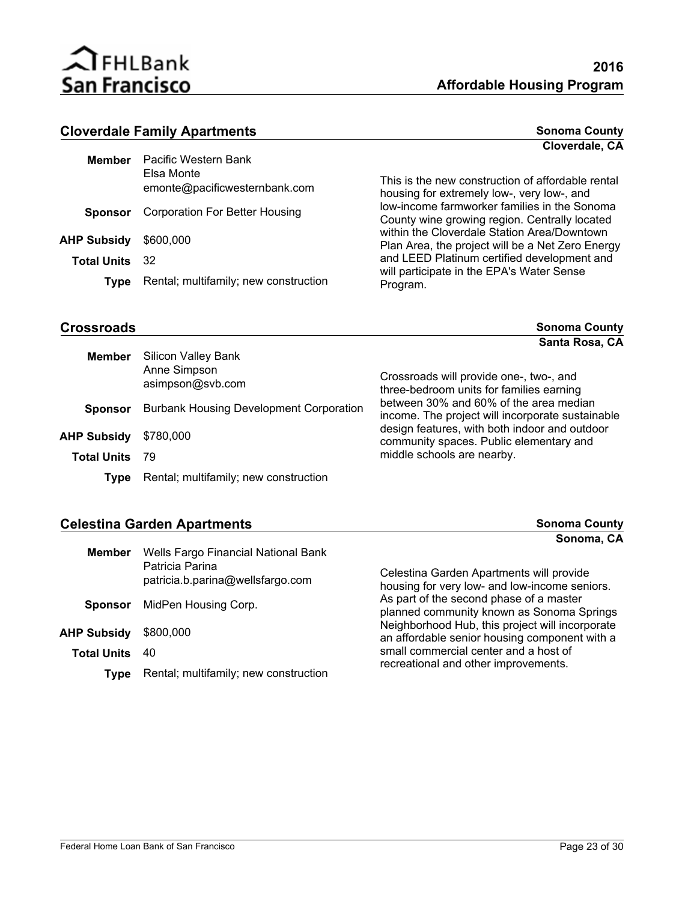## Cloverdale Family Apartments

**Sonoma County**
**Cloverdale, CA**

| | |
|---|---|
| **Member** | Pacific Western Bank<br>Elsa Monte<br>emonte@pacificwesternbank.com |
| **Sponsor** | Corporation For Better Housing |
| **AHP Subsidy** | $600,000 |
| **Total Units** | 32 |
| **Type** | Rental; multifamily; new construction |

This is the new construction of affordable rental housing for extremely low-, very low-, and low-income farmworker families in the Sonoma County wine growing region. Centrally located within the Cloverdale Station Area/Downtown Plan Area, the project will be a Net Zero Energy and LEED Platinum certified development and will participate in the EPA's Water Sense Program.

## Crossroads

**Sonoma County**
**Santa Rosa, CA**

| | |
|---|---|
| **Member** | Silicon Valley Bank<br>Anne Simpson<br>asimpson@svb.com |
| **Sponsor** | Burbank Housing Development Corporation |
| **AHP Subsidy** | $780,000 |
| **Total Units** | 79 |
| **Type** | Rental; multifamily; new construction |

Crossroads will provide one-, two-, and three-bedroom units for families earning between 30% and 60% of the area median income. The project will incorporate sustainable design features, with both indoor and outdoor community spaces. Public elementary and middle schools are nearby.

## Celestina Garden Apartments

**Sonoma County**
**Sonoma, CA**

| | |
|---|---|
| **Member** | Wells Fargo Financial National Bank<br>Patricia Parina<br>patricia.b.parina@wellsfargo.com |
| **Sponsor** | MidPen Housing Corp. |
| **AHP Subsidy** | $800,000 |
| **Total Units** | 40 |
| **Type** | Rental; multifamily; new construction |

Celestina Garden Apartments will provide housing for very low- and low-income seniors. As part of the second phase of a master planned community known as Sonoma Springs Neighborhood Hub, this project will incorporate an affordable senior housing component with a small commercial center and a host of recreational and other improvements.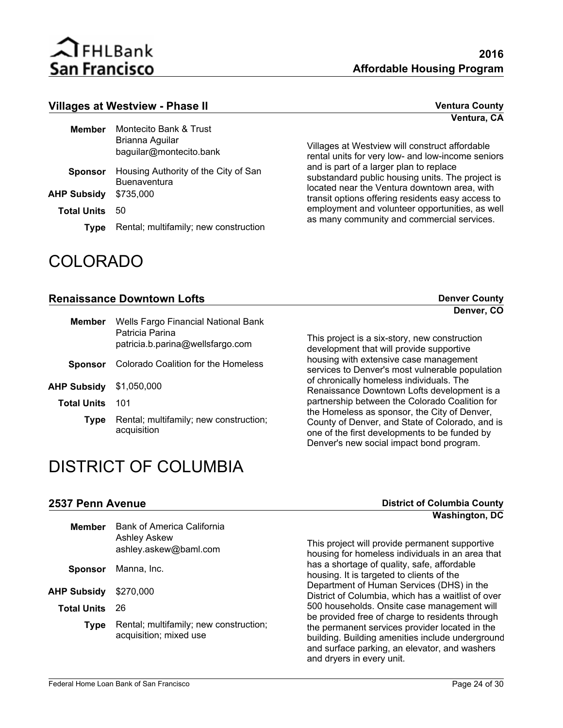### Villages at Westview - Phase II

**Ventura County**
**Ventura, CA**

**Member** Montecito Bank & Trust
Brianna Aguilar
baguilar@montecito.bank

**Sponsor** Housing Authority of the City of San Buenaventura

**AHP Subsidy** $735,000

**Total Units** 50

**Type** Rental; multifamily; new construction

Villages at Westview will construct affordable rental units for very low- and low-income seniors and is part of a larger plan to replace substandard public housing units. The project is located near the Ventura downtown area, with transit options offering residents easy access to employment and volunteer opportunities, as well as many community and commercial services.

# COLORADO

### Renaissance Downtown Lofts

**Denver County**
**Denver, CO**

**Member** Wells Fargo Financial National Bank
Patricia Parina
patricia.b.parina@wellsfargo.com

**Sponsor** Colorado Coalition for the Homeless

**AHP Subsidy** $1,050,000

**Total Units** 101

**Type** Rental; multifamily; new construction; acquisition

This project is a six-story, new construction development that will provide supportive housing with extensive case management services to Denver's most vulnerable population of chronically homeless individuals. The Renaissance Downtown Lofts development is a partnership between the Colorado Coalition for the Homeless as sponsor, the City of Denver, County of Denver, and State of Colorado, and is one of the first developments to be funded by Denver's new social impact bond program.

# DISTRICT OF COLUMBIA

### 2537 Penn Avenue

**District of Columbia County**
**Washington, DC**

**Member** Bank of America California
Ashley Askew
ashley.askew@baml.com

**Sponsor** Manna, Inc.

**AHP Subsidy** $270,000

**Total Units** 26

**Type** Rental; multifamily; new construction; acquisition; mixed use

This project will provide permanent supportive housing for homeless individuals in an area that has a shortage of quality, safe, affordable housing. It is targeted to clients of the Department of Human Services (DHS) in the District of Columbia, which has a waitlist of over 500 households. Onsite case management will be provided free of charge to residents through the permanent services provider located in the building. Building amenities include underground and surface parking, an elevator, and washers and dryers in every unit.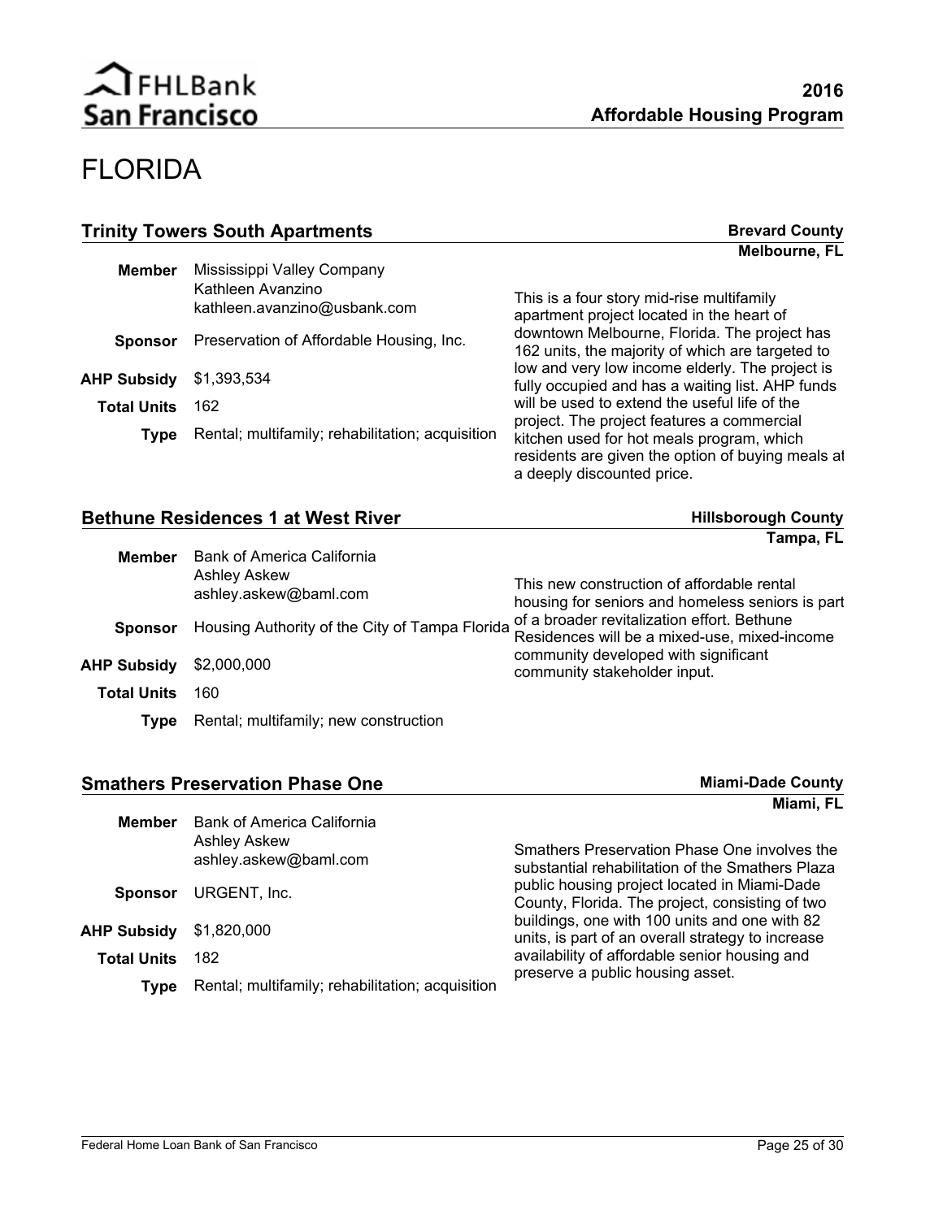# FLORIDA

## Trinity Towers South Apartments

**Brevard County**
**Melbourne, FL**

**Member** Mississippi Valley Company
Kathleen Avanzino
kathleen.avanzino@usbank.com

**Sponsor** Preservation of Affordable Housing, Inc.

**AHP Subsidy** $1,393,534

**Total Units** 162

**Type** Rental; multifamily; rehabilitation; acquisition

This is a four story mid-rise multifamily apartment project located in the heart of downtown Melbourne, Florida. The project has 162 units, the majority of which are targeted to low and very low income elderly. The project is fully occupied and has a waiting list. AHP funds will be used to extend the useful life of the project. The project features a commercial kitchen used for hot meals program, which residents are given the option of buying meals at a deeply discounted price.

## Bethune Residences 1 at West River

**Hillsborough County**
**Tampa, FL**

**Member** Bank of America California
Ashley Askew
ashley.askew@baml.com

**Sponsor** Housing Authority of the City of Tampa Florida

**AHP Subsidy** $2,000,000

**Total Units** 160

**Type** Rental; multifamily; new construction

This new construction of affordable rental housing for seniors and homeless seniors is part of a broader revitalization effort. Bethune Residences will be a mixed-use, mixed-income community developed with significant community stakeholder input.

## Smathers Preservation Phase One

**Miami-Dade County**
**Miami, FL**

**Member** Bank of America California
Ashley Askew
ashley.askew@baml.com

**Sponsor** URGENT, Inc.

**AHP Subsidy** $1,820,000

**Total Units** 182

**Type** Rental; multifamily; rehabilitation; acquisition

Smathers Preservation Phase One involves the substantial rehabilitation of the Smathers Plaza public housing project located in Miami-Dade County, Florida. The project, consisting of two buildings, one with 100 units and one with 82 units, is part of an overall strategy to increase availability of affordable senior housing and preserve a public housing asset.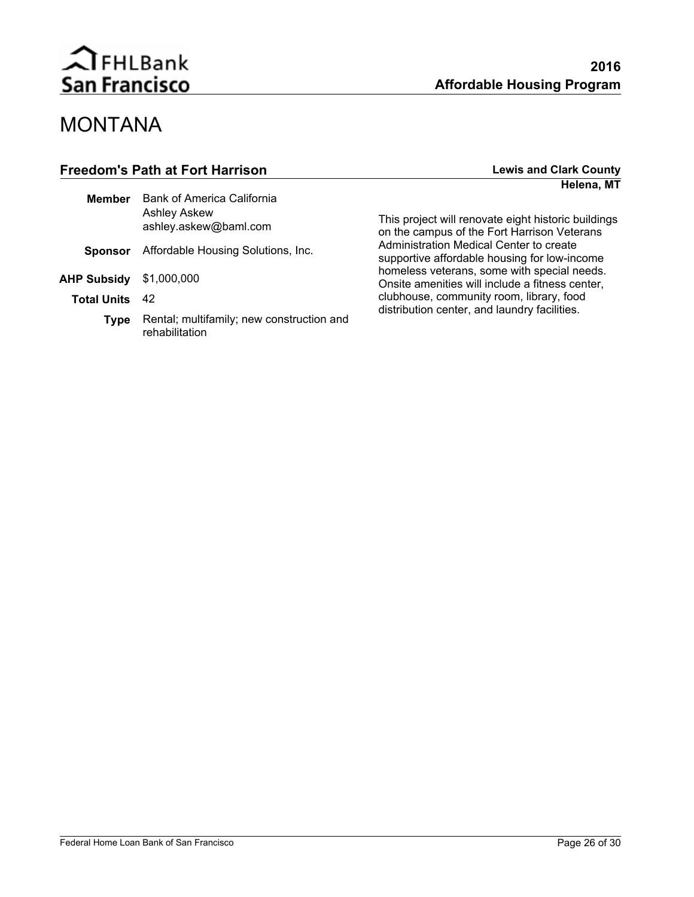# MONTANA

## Freedom's Path at Fort Harrison

**Lewis and Clark County**
**Helena, MT**

| | |
|---|---|
| **Member** | Bank of America California<br>Ashley Askew<br>ashley.askew@baml.com |
| **Sponsor** | Affordable Housing Solutions, Inc. |
| **AHP Subsidy** | $1,000,000 |
| **Total Units** | 42 |
| **Type** | Rental; multifamily; new construction and rehabilitation |

This project will renovate eight historic buildings on the campus of the Fort Harrison Veterans Administration Medical Center to create supportive affordable housing for low-income homeless veterans, some with special needs. Onsite amenities will include a fitness center, clubhouse, community room, library, food distribution center, and laundry facilities.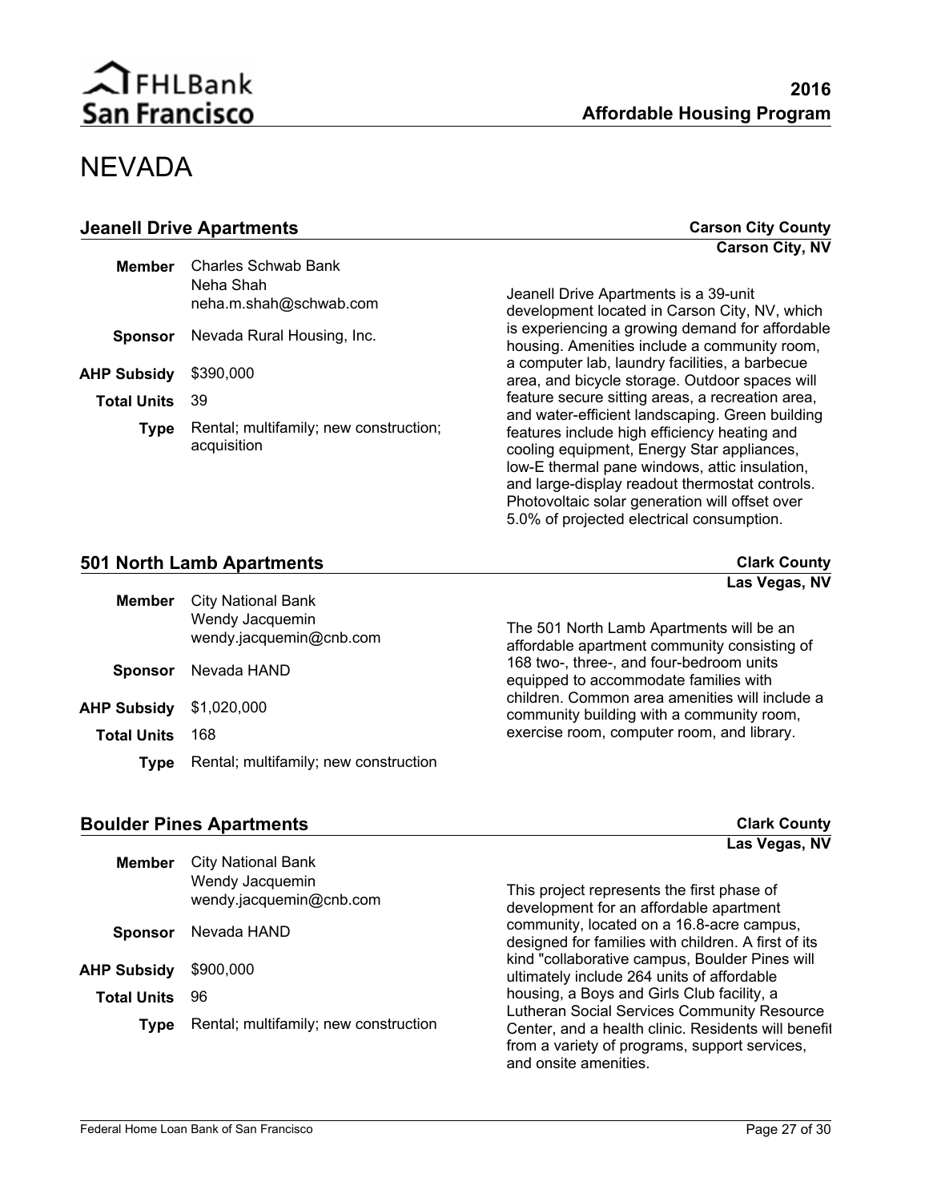# NEVADA

## Jeanell Drive Apartments

**Carson City County**
**Carson City, NV**

**Member** Charles Schwab Bank
Neha Shah
neha.m.shah@schwab.com

**Sponsor** Nevada Rural Housing, Inc.

**AHP Subsidy** $390,000

**Total Units** 39

**Type** Rental; multifamily; new construction; acquisition

Jeanell Drive Apartments is a 39-unit development located in Carson City, NV, which is experiencing a growing demand for affordable housing. Amenities include a community room, a computer lab, laundry facilities, a barbecue area, and bicycle storage. Outdoor spaces will feature secure sitting areas, a recreation area, and water-efficient landscaping. Green building features include high efficiency heating and cooling equipment, Energy Star appliances, low-E thermal pane windows, attic insulation, and large-display readout thermostat controls. Photovoltaic solar generation will offset over 5.0% of projected electrical consumption.

## 501 North Lamb Apartments

**Clark County**
**Las Vegas, NV**

**Member** City National Bank
Wendy Jacquemin
wendy.jacquemin@cnb.com

**Sponsor** Nevada HAND

**AHP Subsidy** $1,020,000

**Total Units** 168

**Type** Rental; multifamily; new construction

The 501 North Lamb Apartments will be an affordable apartment community consisting of 168 two-, three-, and four-bedroom units equipped to accommodate families with children. Common area amenities will include a community building with a community room, exercise room, computer room, and library.

## Boulder Pines Apartments

**Clark County**
**Las Vegas, NV**

**Member** City National Bank
Wendy Jacquemin
wendy.jacquemin@cnb.com

**Sponsor** Nevada HAND

**AHP Subsidy** $900,000

**Total Units** 96

**Type** Rental; multifamily; new construction

This project represents the first phase of development for an affordable apartment community, located on a 16.8-acre campus, designed for families with children. A first of its kind "collaborative campus, Boulder Pines will ultimately include 264 units of affordable housing, a Boys and Girls Club facility, a Lutheran Social Services Community Resource Center, and a health clinic. Residents will benefit from a variety of programs, support services, and onsite amenities.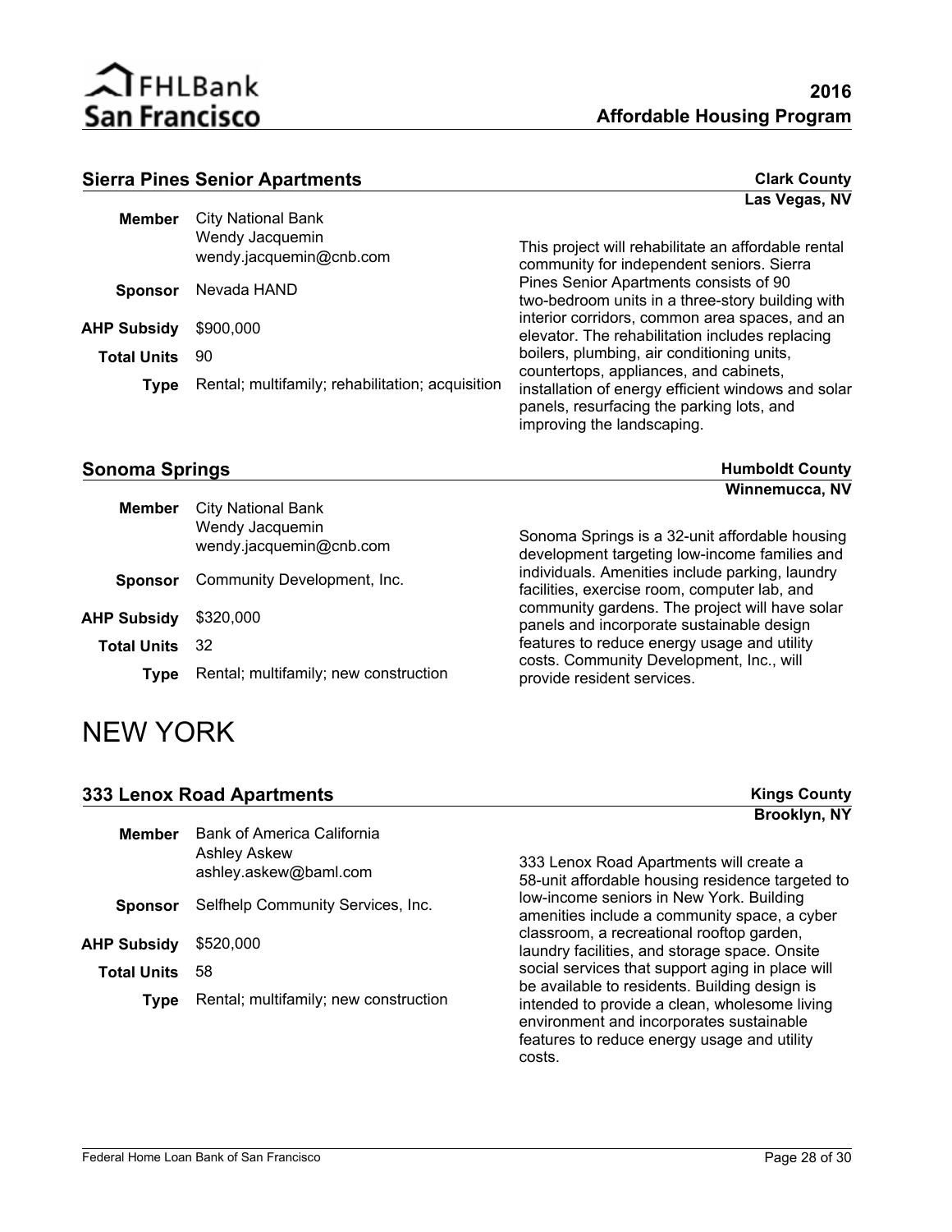## Sierra Pines Senior Apartments

**Clark County**
**Las Vegas, NV**

**Member** City National Bank
Wendy Jacquemin
wendy.jacquemin@cnb.com

**Sponsor** Nevada HAND

**AHP Subsidy** $900,000

**Total Units** 90

**Type** Rental; multifamily; rehabilitation; acquisition

This project will rehabilitate an affordable rental community for independent seniors. Sierra Pines Senior Apartments consists of 90 two-bedroom units in a three-story building with interior corridors, common area spaces, and an elevator. The rehabilitation includes replacing boilers, plumbing, air conditioning units, countertops, appliances, and cabinets, installation of energy efficient windows and solar panels, resurfacing the parking lots, and improving the landscaping.

## Sonoma Springs

**Humboldt County**
**Winnemucca, NV**

**Member** City National Bank
Wendy Jacquemin
wendy.jacquemin@cnb.com

**Sponsor** Community Development, Inc.

**AHP Subsidy** $320,000

**Total Units** 32

**Type** Rental; multifamily; new construction

Sonoma Springs is a 32-unit affordable housing development targeting low-income families and individuals. Amenities include parking, laundry facilities, exercise room, computer lab, and community gardens. The project will have solar panels and incorporate sustainable design features to reduce energy usage and utility costs. Community Development, Inc., will provide resident services.

# NEW YORK

## 333 Lenox Road Apartments

**Kings County**
**Brooklyn, NY**

**Member** Bank of America California
Ashley Askew
ashley.askew@baml.com

**Sponsor** Selfhelp Community Services, Inc.

**AHP Subsidy** $520,000

**Total Units** 58

**Type** Rental; multifamily; new construction

333 Lenox Road Apartments will create a 58-unit affordable housing residence targeted to low-income seniors in New York. Building amenities include a community space, a cyber classroom, a recreational rooftop garden, laundry facilities, and storage space. Onsite social services that support aging in place will be available to residents. Building design is intended to provide a clean, wholesome living environment and incorporates sustainable features to reduce energy usage and utility costs.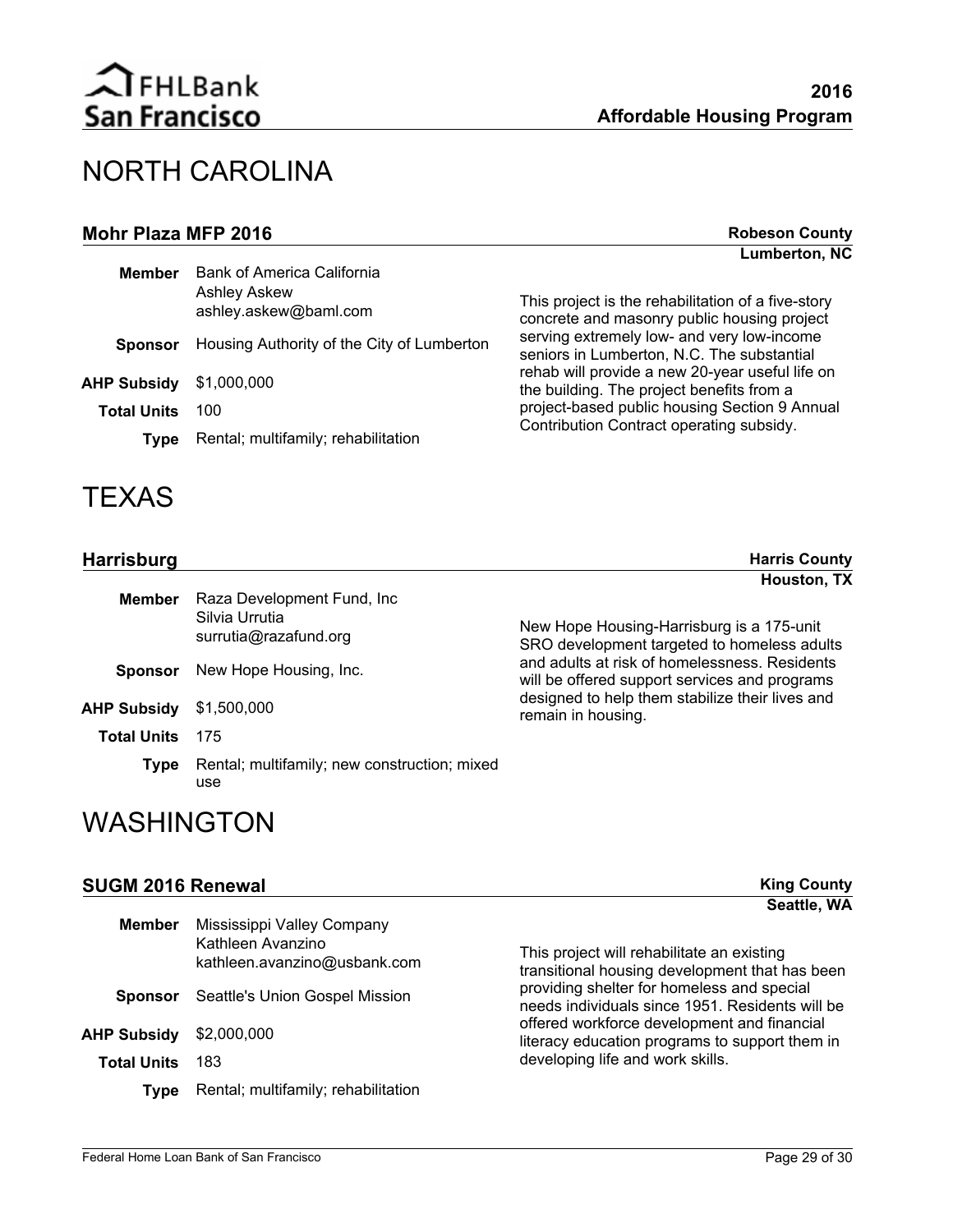# NORTH CAROLINA

### Mohr Plaza MFP 2016

**Robeson County**
**Lumberton, NC**

**Member** Bank of America California
Ashley Askew
ashley.askew@baml.com

**Sponsor** Housing Authority of the City of Lumberton

**AHP Subsidy** $1,000,000

**Total Units** 100

**Type** Rental; multifamily; rehabilitation

This project is the rehabilitation of a five-story concrete and masonry public housing project serving extremely low- and very low-income seniors in Lumberton, N.C. The substantial rehab will provide a new 20-year useful life on the building. The project benefits from a project-based public housing Section 9 Annual Contribution Contract operating subsidy.

# TEXAS

### Harrisburg

**Harris County**
**Houston, TX**

**Member** Raza Development Fund, Inc
Silvia Urrutia
surrutia@razafund.org

**Sponsor** New Hope Housing, Inc.

**AHP Subsidy** $1,500,000

**Total Units** 175

**Type** Rental; multifamily; new construction; mixed use

New Hope Housing-Harrisburg is a 175-unit SRO development targeted to homeless adults and adults at risk of homelessness. Residents will be offered support services and programs designed to help them stabilize their lives and remain in housing.

# WASHINGTON

### SUGM 2016 Renewal

**King County**
**Seattle, WA**

**Member** Mississippi Valley Company
Kathleen Avanzino
kathleen.avanzino@usbank.com

**Sponsor** Seattle's Union Gospel Mission

**AHP Subsidy** $2,000,000

**Total Units** 183

**Type** Rental; multifamily; rehabilitation

This project will rehabilitate an existing transitional housing development that has been providing shelter for homeless and special needs individuals since 1951. Residents will be offered workforce development and financial literacy education programs to support them in developing life and work skills.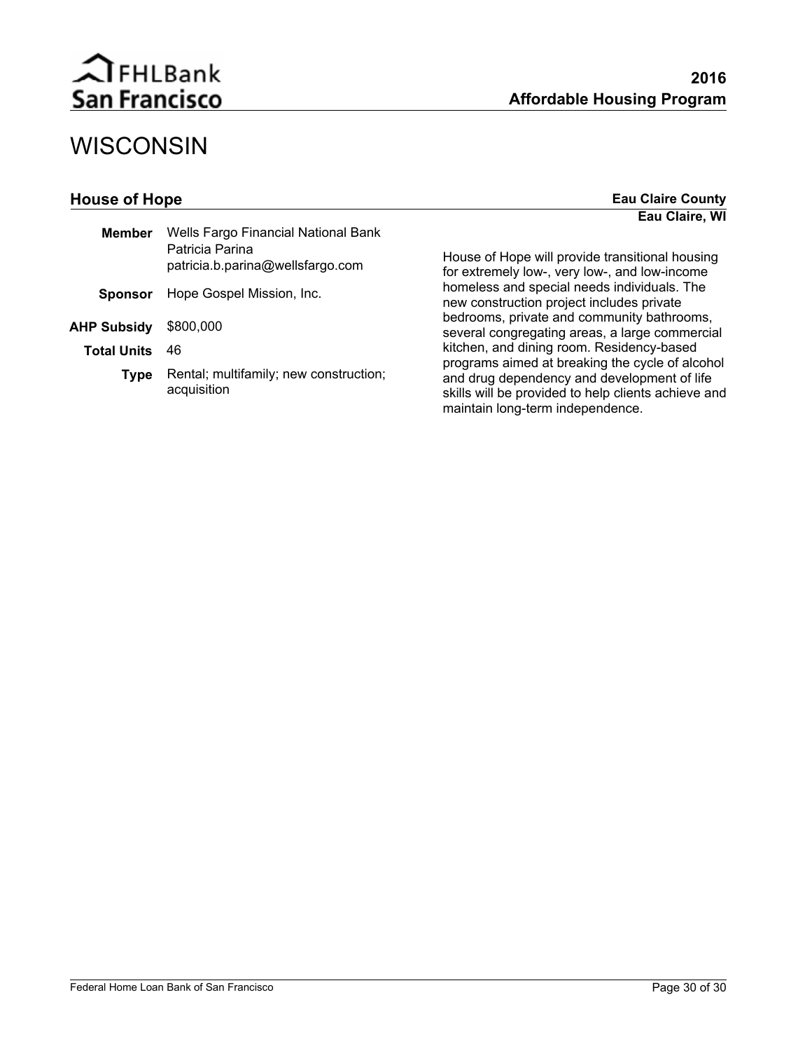# WISCONSIN

## House of Hope

**Eau Claire County**
**Eau Claire, WI**

**Member** Wells Fargo Financial National Bank
Patricia Parina
patricia.b.parina@wellsfargo.com

**Sponsor** Hope Gospel Mission, Inc.

**AHP Subsidy** $800,000

**Total Units** 46

**Type** Rental; multifamily; new construction; acquisition

House of Hope will provide transitional housing for extremely low-, very low-, and low-income homeless and special needs individuals. The new construction project includes private bedrooms, private and community bathrooms, several congregating areas, a large commercial kitchen, and dining room. Residency-based programs aimed at breaking the cycle of alcohol and drug dependency and development of life skills will be provided to help clients achieve and maintain long-term independence.